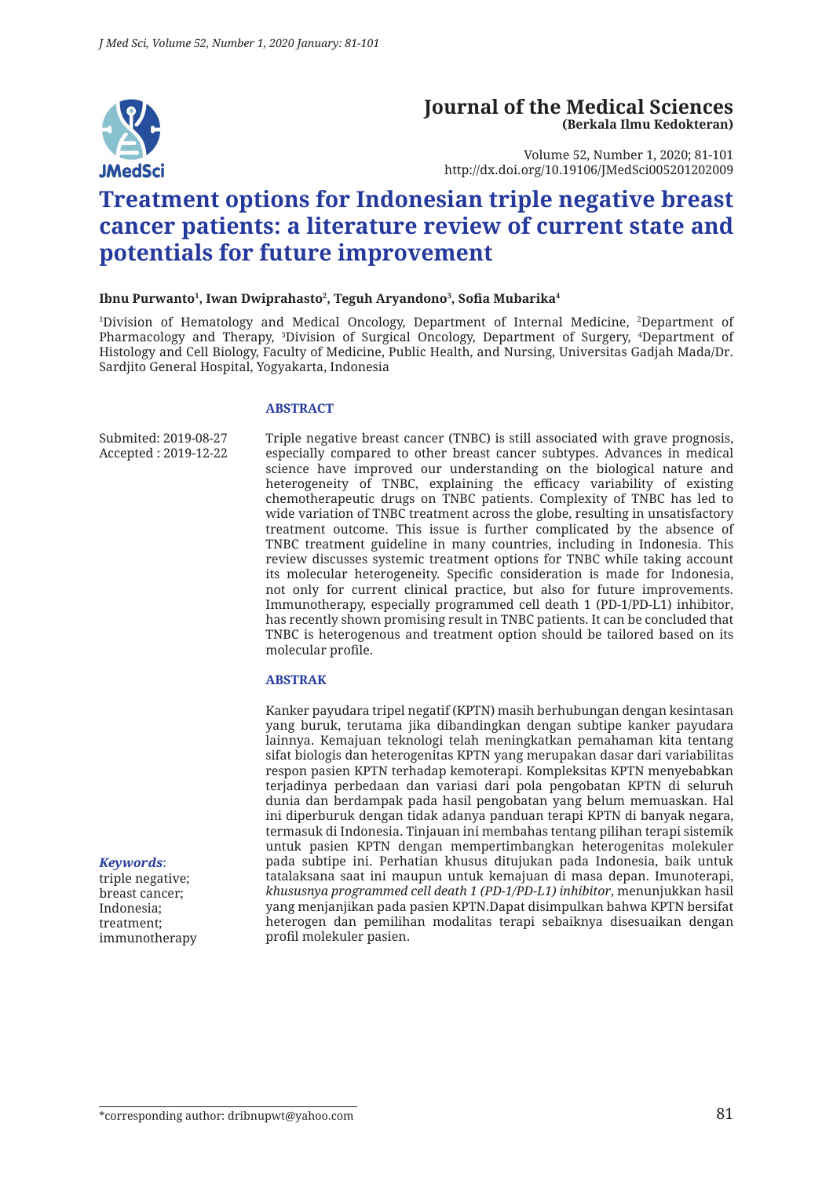# Journal of the Medical Sciences

**(Berkala Ilmu Kedokteran)**

Volume 52, Number 1, 2020; 81-101
http://dx.doi.org/10.19106/JMedSci005201202009

# Treatment options for Indonesian triple negative breast cancer patients: a literature review of current state and potentials for future improvement

**Ibnu Purwanto[1], Iwan Dwiprahasto[2], Teguh Aryandono[3], Sofia Mubarika[4]**

[1]Division of Hematology and Medical Oncology, Department of Internal Medicine, [2]Department of Pharmacology and Therapy, [3]Division of Surgical Oncology, Department of Surgery, [4]Department of Histology and Cell Biology, Faculty of Medicine, Public Health, and Nursing, Universitas Gadjah Mada/Dr. Sardjito General Hospital, Yogyakarta, Indonesia

Submited: 2019-08-27
Accepted : 2019-12-22

### ABSTRACT

Triple negative breast cancer (TNBC) is still associated with grave prognosis, especially compared to other breast cancer subtypes. Advances in medical science have improved our understanding on the biological nature and heterogeneity of TNBC, explaining the efficacy variability of existing chemotherapeutic drugs on TNBC patients. Complexity of TNBC has led to wide variation of TNBC treatment across the globe, resulting in unsatisfactory treatment outcome. This issue is further complicated by the absence of TNBC treatment guideline in many countries, including in Indonesia. This review discusses systemic treatment options for TNBC while taking account its molecular heterogeneity. Specific consideration is made for Indonesia, not only for current clinical practice, but also for future improvements. Immunotherapy, especially programmed cell death 1 (PD-1/PD-L1) inhibitor, has recently shown promising result in TNBC patients. It can be concluded that TNBC is heterogenous and treatment option should be tailored based on its molecular profile.

### ABSTRAK

Kanker payudara tripel negatif (KPTN) masih berhubungan dengan kesintasan yang buruk, terutama jika dibandingkan dengan subtipe kanker payudara lainnya. Kemajuan teknologi telah meningkatkan pemahaman kita tentang sifat biologis dan heterogenitas KPTN yang merupakan dasar dari variabilitas respon pasien KPTN terhadap kemoterapi. Kompleksitas KPTN menyebabkan terjadinya perbedaan dan variasi dari pola pengobatan KPTN di seluruh dunia dan berdampak pada hasil pengobatan yang belum memuaskan. Hal ini diperburuk dengan tidak adanya panduan terapi KPTN di banyak negara, termasuk di Indonesia. Tinjauan ini membahas tentang pilihan terapi sistemik untuk pasien KPTN dengan mempertimbangkan heterogenitas molekuler pada subtipe ini. Perhatian khusus ditujukan pada Indonesia, baik untuk tatalaksana saat ini maupun untuk kemajuan di masa depan. Imunoterapi, *khususnya programmed cell death 1 (PD-1/PD-L1) inhibitor*, menunjukkan hasil yang menjanjikan pada pasien KPTN.Dapat disimpulkan bahwa KPTN bersifat heterogen dan pemilihan modalitas terapi sebaiknya disesuaikan dengan profil molekuler pasien.

***Keywords***:
triple negative;
breast cancer;
Indonesia;
treatment;
immunotherapy

*corresponding author: dribnupwt@yahoo.com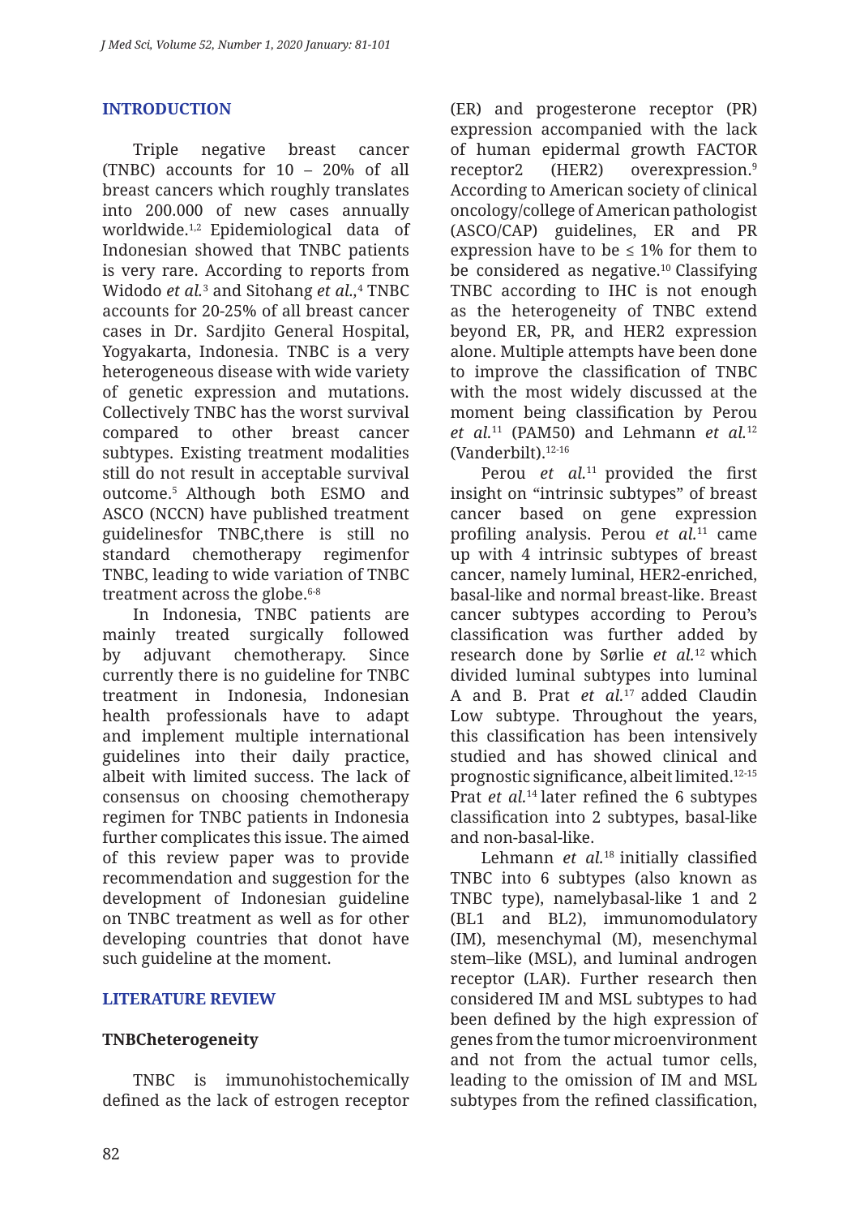## INTRODUCTION

Triple negative breast cancer (TNBC) accounts for 10 – 20% of all breast cancers which roughly translates into 200.000 of new cases annually worldwide.[1,2] Epidemiological data of Indonesian showed that TNBC patients is very rare. According to reports from Widodo *et al.*[3] and Sitohang *et al.,*[4] TNBC accounts for 20-25% of all breast cancer cases in Dr. Sardjito General Hospital, Yogyakarta, Indonesia. TNBC is a very heterogeneous disease with wide variety of genetic expression and mutations. Collectively TNBC has the worst survival compared to other breast cancer subtypes. Existing treatment modalities still do not result in acceptable survival outcome.[5] Although both ESMO and ASCO (NCCN) have published treatment guidelinesfor TNBC,there is still no standard chemotherapy regimenfor TNBC, leading to wide variation of TNBC treatment across the globe.[6-8]

In Indonesia, TNBC patients are mainly treated surgically followed by adjuvant chemotherapy. Since currently there is no guideline for TNBC treatment in Indonesia, Indonesian health professionals have to adapt and implement multiple international guidelines into their daily practice, albeit with limited success. The lack of consensus on choosing chemotherapy regimen for TNBC patients in Indonesia further complicates this issue. The aimed of this review paper was to provide recommendation and suggestion for the development of Indonesian guideline on TNBC treatment as well as for other developing countries that donot have such guideline at the moment.

## LITERATURE REVIEW

### TNBCheterogeneity

TNBC is immunohistochemically defined as the lack of estrogen receptor (ER) and progesterone receptor (PR) expression accompanied with the lack of human epidermal growth FACTOR receptor2 (HER2) overexpression.[9] According to American society of clinical oncology/college of American pathologist (ASCO/CAP) guidelines, ER and PR expression have to be ≤ 1% for them to be considered as negative.[10] Classifying TNBC according to IHC is not enough as the heterogeneity of TNBC extend beyond ER, PR, and HER2 expression alone. Multiple attempts have been done to improve the classification of TNBC with the most widely discussed at the moment being classification by Perou *et al.*[11] (PAM50) and Lehmann *et al.*[12] (Vanderbilt).[12-16]

Perou *et al.*[11] provided the first insight on "intrinsic subtypes" of breast cancer based on gene expression profiling analysis. Perou *et al.*[11] came up with 4 intrinsic subtypes of breast cancer, namely luminal, HER2-enriched, basal-like and normal breast-like. Breast cancer subtypes according to Perou's classification was further added by research done by Sørlie *et al.*[12] which divided luminal subtypes into luminal A and B. Prat *et al.*[17] added Claudin Low subtype. Throughout the years, this classification has been intensively studied and has showed clinical and prognostic significance, albeit limited.[12-15] Prat *et al.*[14] later refined the 6 subtypes classification into 2 subtypes, basal-like and non-basal-like.

Lehmann *et al.*[18] initially classified TNBC into 6 subtypes (also known as TNBC type), namelybasal-like 1 and 2 (BL1 and BL2), immunomodulatory (IM), mesenchymal (M), mesenchymal stem–like (MSL), and luminal androgen receptor (LAR). Further research then considered IM and MSL subtypes to had been defined by the high expression of genes from the tumor microenvironment and not from the actual tumor cells, leading to the omission of IM and MSL subtypes from the refined classification,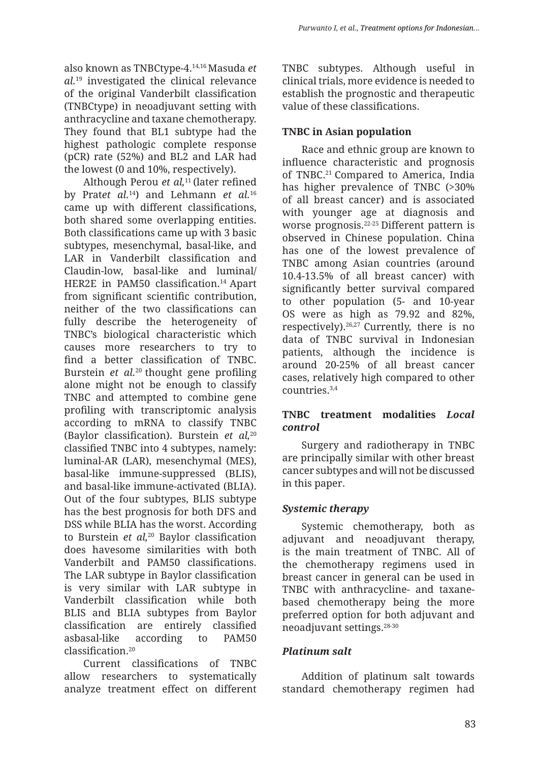also known as TNBCtype-4.[14,16] Masuda *et al.*[19] investigated the clinical relevance of the original Vanderbilt classification (TNBCtype) in neoadjuvant setting with anthracycline and taxane chemotherapy. They found that BL1 subtype had the highest pathologic complete response (pCR) rate (52%) and BL2 and LAR had the lowest (0 and 10%, respectively).

Although Perou *et al,*[11] (later refined by Prat*et al.*[14]) and Lehmann *et al.*[16] came up with different classifications, both shared some overlapping entities. Both classifications came up with 3 basic subtypes, mesenchymal, basal-like, and LAR in Vanderbilt classification and Claudin-low, basal-like and luminal/HER2E in PAM50 classification.[14] Apart from significant scientific contribution, neither of the two classifications can fully describe the heterogeneity of TNBC's biological characteristic which causes more researchers to try to find a better classification of TNBC. Burstein *et al.*[20] thought gene profiling alone might not be enough to classify TNBC and attempted to combine gene profiling with transcriptomic analysis according to mRNA to classify TNBC (Baylor classification). Burstein *et al,*[20] classified TNBC into 4 subtypes, namely: luminal-AR (LAR), mesenchymal (MES), basal-like immune-suppressed (BLIS), and basal-like immune-activated (BLIA). Out of the four subtypes, BLIS subtype has the best prognosis for both DFS and DSS while BLIA has the worst. According to Burstein *et al,*[20] Baylor classification does havesome similarities with both Vanderbilt and PAM50 classifications. The LAR subtype in Baylor classification is very similar with LAR subtype in Vanderbilt classification while both BLIS and BLIA subtypes from Baylor classification are entirely classified asbasal-like according to PAM50 classification.[20]

Current classifications of TNBC allow researchers to systematically analyze treatment effect on different TNBC subtypes. Although useful in clinical trials, more evidence is needed to establish the prognostic and therapeutic value of these classifications.

**TNBC in Asian population**

Race and ethnic group are known to influence characteristic and prognosis of TNBC.[21] Compared to America, India has higher prevalence of TNBC (>30% of all breast cancer) and is associated with younger age at diagnosis and worse prognosis.[22-25] Different pattern is observed in Chinese population. China has one of the lowest prevalence of TNBC among Asian countries (around 10.4-13.5% of all breast cancer) with significantly better survival compared to other population (5- and 10-year OS were as high as 79.92 and 82%, respectively).[26,27] Currently, there is no data of TNBC survival in Indonesian patients, although the incidence is around 20-25% of all breast cancer cases, relatively high compared to other countries.[3,4]

**TNBC treatment modalities *Local control***

Surgery and radiotherapy in TNBC are principally similar with other breast cancer subtypes and will not be discussed in this paper.

***Systemic therapy***

Systemic chemotherapy, both as adjuvant and neoadjuvant therapy, is the main treatment of TNBC. All of the chemotherapy regimens used in breast cancer in general can be used in TNBC with anthracycline- and taxane-based chemotherapy being the more preferred option for both adjuvant and neoadjuvant settings.[28-30]

***Platinum salt***

Addition of platinum salt towards standard chemotherapy regimen had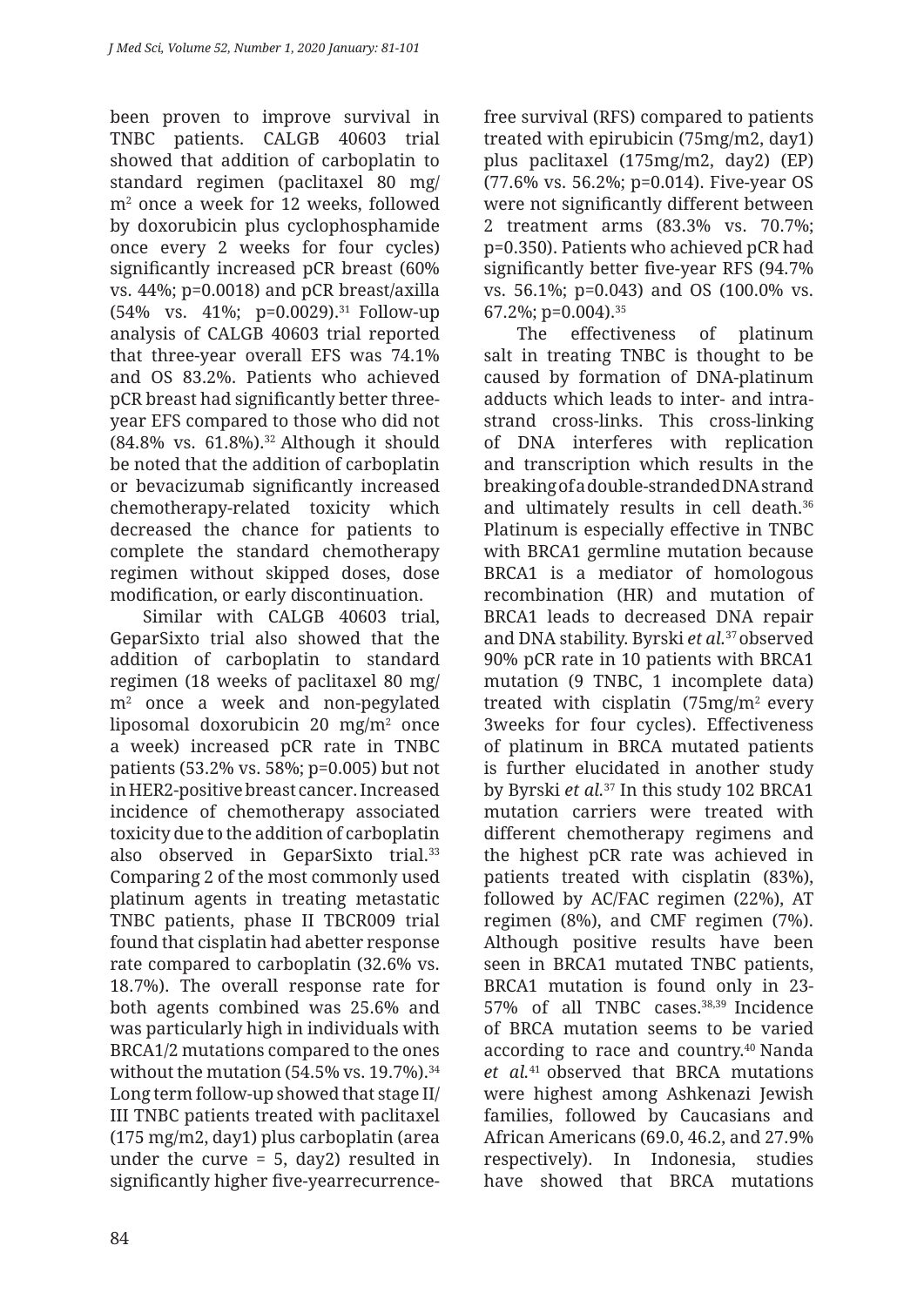been proven to improve survival in TNBC patients. CALGB 40603 trial showed that addition of carboplatin to standard regimen (paclitaxel 80 mg/ $m^2$ once a week for 12 weeks, followed by doxorubicin plus cyclophosphamide once every 2 weeks for four cycles) significantly increased pCR breast (60% vs. 44%; p=0.0018) and pCR breast/axilla (54% vs. 41%; p=0.0029).[31] Follow-up analysis of CALGB 40603 trial reported that three-year overall EFS was 74.1% and OS 83.2%. Patients who achieved pCR breast had significantly better three-year EFS compared to those who did not (84.8% vs. 61.8%).[32] Although it should be noted that the addition of carboplatin or bevacizumab significantly increased chemotherapy-related toxicity which decreased the chance for patients to complete the standard chemotherapy regimen without skipped doses, dose modification, or early discontinuation.

Similar with CALGB 40603 trial, GeparSixto trial also showed that the addition of carboplatin to standard regimen (18 weeks of paclitaxel 80 mg/ $m^2$ once a week and non-pegylated liposomal doxorubicin 20 mg/$m^2$ once a week) increased pCR rate in TNBC patients (53.2% vs. 58%; p=0.005) but not in HER2-positive breast cancer. Increased incidence of chemotherapy associated toxicity due to the addition of carboplatin also observed in GeparSixto trial.[33] Comparing 2 of the most commonly used platinum agents in treating metastatic TNBC patients, phase II TBCR009 trial found that cisplatin had abetter response rate compared to carboplatin (32.6% vs. 18.7%). The overall response rate for both agents combined was 25.6% and was particularly high in individuals with BRCA1/2 mutations compared to the ones without the mutation (54.5% vs. 19.7%).[34] Long term follow-up showed that stage II/ III TNBC patients treated with paclitaxel (175 mg/m2, day1) plus carboplatin (area under the curve = 5, day2) resulted in significantly higher five-yearrecurrence-free survival (RFS) compared to patients treated with epirubicin (75mg/m2, day1) plus paclitaxel (175mg/m2, day2) (EP) (77.6% vs. 56.2%; p=0.014). Five-year OS were not significantly different between 2 treatment arms (83.3% vs. 70.7%; p=0.350). Patients who achieved pCR had significantly better five-year RFS (94.7% vs. 56.1%; p=0.043) and OS (100.0% vs. 67.2%; p=0.004).[35]

The effectiveness of platinum salt in treating TNBC is thought to be caused by formation of DNA-platinum adducts which leads to inter- and intra-strand cross-links. This cross-linking of DNA interferes with replication and transcription which results in the breaking of a double-stranded DNA strand and ultimately results in cell death.[36] Platinum is especially effective in TNBC with BRCA1 germline mutation because BRCA1 is a mediator of homologous recombination (HR) and mutation of BRCA1 leads to decreased DNA repair and DNA stability. Byrski *et al.*[37] observed 90% pCR rate in 10 patients with BRCA1 mutation (9 TNBC, 1 incomplete data) treated with cisplatin (75mg/$m^2$ every 3weeks for four cycles). Effectiveness of platinum in BRCA mutated patients is further elucidated in another study by Byrski *et al.*[37] In this study 102 BRCA1 mutation carriers were treated with different chemotherapy regimens and the highest pCR rate was achieved in patients treated with cisplatin (83%), followed by AC/FAC regimen (22%), AT regimen (8%), and CMF regimen (7%). Although positive results have been seen in BRCA1 mutated TNBC patients, BRCA1 mutation is found only in 23-57% of all TNBC cases.[38,39] Incidence of BRCA mutation seems to be varied according to race and country.[40] Nanda *et al.*[41] observed that BRCA mutations were highest among Ashkenazi Jewish families, followed by Caucasians and African Americans (69.0, 46.2, and 27.9% respectively). In Indonesia, studies have showed that BRCA mutations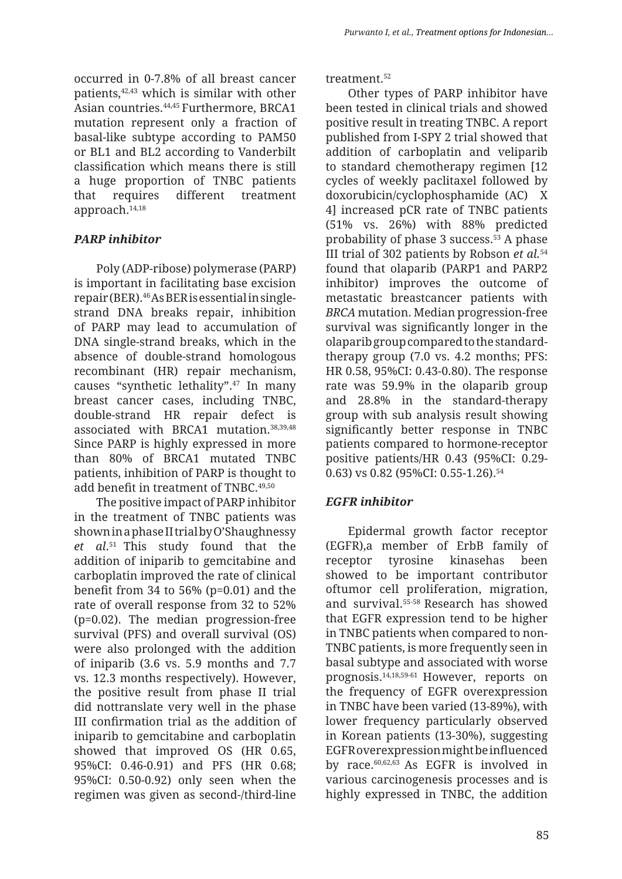occurred in 0-7.8% of all breast cancer patients,[42,43] which is similar with other Asian countries.[44,45] Furthermore, BRCA1 mutation represent only a fraction of basal-like subtype according to PAM50 or BL1 and BL2 according to Vanderbilt classification which means there is still a huge proportion of TNBC patients that requires different treatment approach.[14,18]

### *PARP inhibitor*

Poly (ADP-ribose) polymerase (PARP) is important in facilitating base excision repair (BER).[46] As BER is essential in single-strand DNA breaks repair, inhibition of PARP may lead to accumulation of DNA single-strand breaks, which in the absence of double-strand homologous recombinant (HR) repair mechanism, causes "synthetic lethality".[47] In many breast cancer cases, including TNBC, double-strand HR repair defect is associated with BRCA1 mutation.[38,39,48] Since PARP is highly expressed in more than 80% of BRCA1 mutated TNBC patients, inhibition of PARP is thought to add benefit in treatment of TNBC.[49,50]

The positive impact of PARP inhibitor in the treatment of TNBC patients was shown in a phase II trial by O'Shaughnessy *et al*.[51] This study found that the addition of iniparib to gemcitabine and carboplatin improved the rate of clinical benefit from 34 to 56% (p=0.01) and the rate of overall response from 32 to 52% (p=0.02). The median progression-free survival (PFS) and overall survival (OS) were also prolonged with the addition of iniparib (3.6 vs. 5.9 months and 7.7 vs. 12.3 months respectively). However, the positive result from phase II trial did nottranslate very well in the phase III confirmation trial as the addition of iniparib to gemcitabine and carboplatin showed that improved OS (HR 0.65, 95%CI: 0.46-0.91) and PFS (HR 0.68; 95%CI: 0.50-0.92) only seen when the regimen was given as second-/third-line treatment.[52]

Other types of PARP inhibitor have been tested in clinical trials and showed positive result in treating TNBC. A report published from I-SPY 2 trial showed that addition of carboplatin and veliparib to standard chemotherapy regimen [12 cycles of weekly paclitaxel followed by doxorubicin/cyclophosphamide (AC) X 4] increased pCR rate of TNBC patients (51% vs. 26%) with 88% predicted probability of phase 3 success.[53] A phase III trial of 302 patients by Robson *et al.*[54] found that olaparib (PARP1 and PARP2 inhibitor) improves the outcome of metastatic breastcancer patients with *BRCA* mutation. Median progression-free survival was significantly longer in the olaparib group compared to the standard-therapy group (7.0 vs. 4.2 months; PFS: HR 0.58, 95%CI: 0.43-0.80). The response rate was 59.9% in the olaparib group and 28.8% in the standard-therapy group with sub analysis result showing significantly better response in TNBC patients compared to hormone-receptor positive patients/HR 0.43 (95%CI: 0.29-0.63) vs 0.82 (95%CI: 0.55-1.26).[54]

### *EGFR inhibitor*

Epidermal growth factor receptor (EGFR),a member of ErbB family of receptor tyrosine kinasehas been showed to be important contributor oftumor cell proliferation, migration, and survival.[55-58] Research has showed that EGFR expression tend to be higher in TNBC patients when compared to non-TNBC patients, is more frequently seen in basal subtype and associated with worse prognosis.[14,18,59-61] However, reports on the frequency of EGFR overexpression in TNBC have been varied (13-89%), with lower frequency particularly observed in Korean patients (13-30%), suggesting EGFR overexpression might be influenced by race.[60,62,63] As EGFR is involved in various carcinogenesis processes and is highly expressed in TNBC, the addition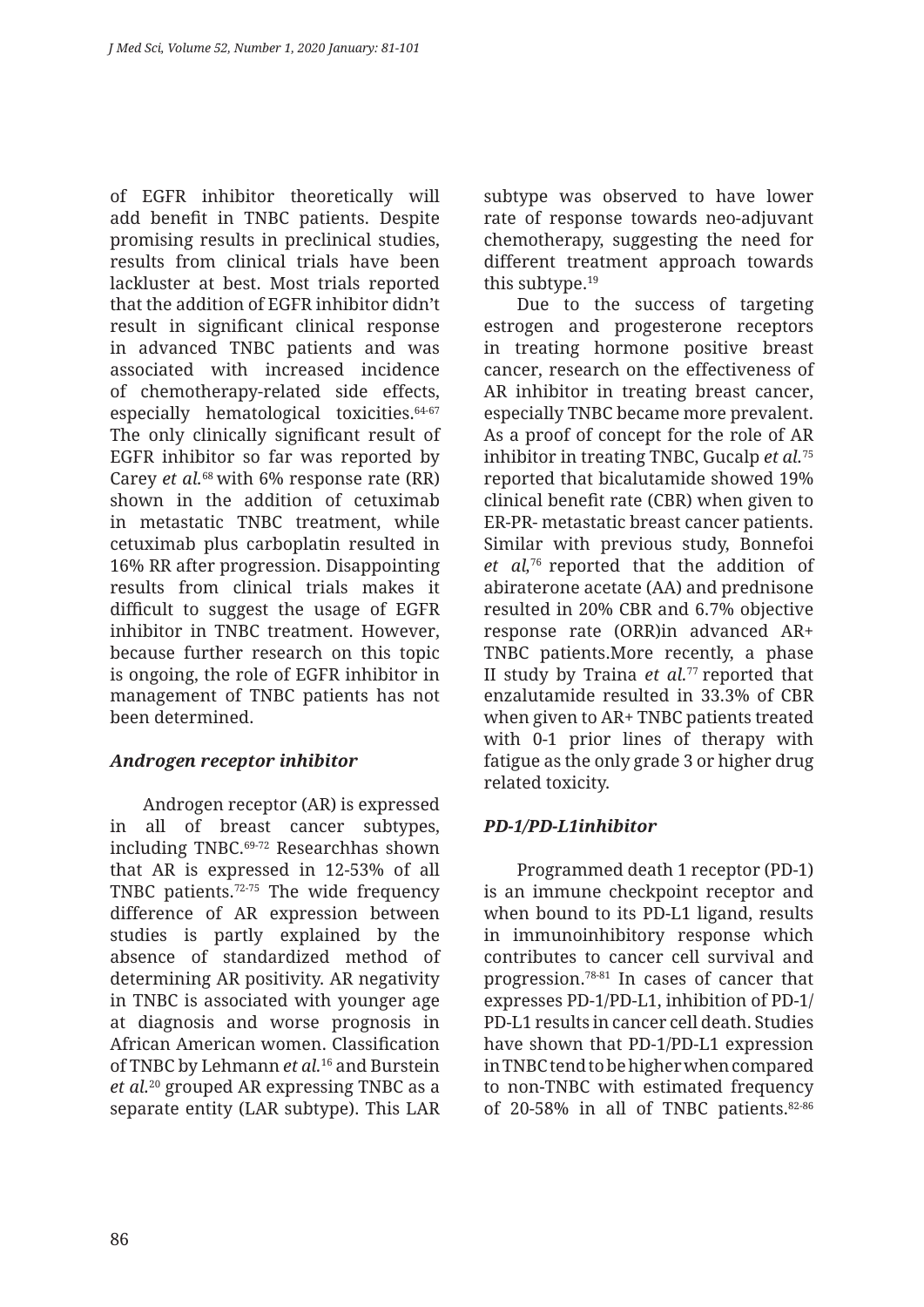of EGFR inhibitor theoretically will add benefit in TNBC patients. Despite promising results in preclinical studies, results from clinical trials have been lackluster at best. Most trials reported that the addition of EGFR inhibitor didn't result in significant clinical response in advanced TNBC patients and was associated with increased incidence of chemotherapy-related side effects, especially hematological toxicities.[64-67] The only clinically significant result of EGFR inhibitor so far was reported by Carey *et al.*[68] with 6% response rate (RR) shown in the addition of cetuximab in metastatic TNBC treatment, while cetuximab plus carboplatin resulted in 16% RR after progression. Disappointing results from clinical trials makes it difficult to suggest the usage of EGFR inhibitor in TNBC treatment. However, because further research on this topic is ongoing, the role of EGFR inhibitor in management of TNBC patients has not been determined.

### *Androgen receptor inhibitor*

Androgen receptor (AR) is expressed in all of breast cancer subtypes, including TNBC.[69-72] Researchhas shown that AR is expressed in 12-53% of all TNBC patients.[72-75] The wide frequency difference of AR expression between studies is partly explained by the absence of standardized method of determining AR positivity. AR negativity in TNBC is associated with younger age at diagnosis and worse prognosis in African American women. Classification of TNBC by Lehmann *et al.*[16] and Burstein *et al.*[20] grouped AR expressing TNBC as a separate entity (LAR subtype). This LAR subtype was observed to have lower rate of response towards neo-adjuvant chemotherapy, suggesting the need for different treatment approach towards this subtype.[19]

Due to the success of targeting estrogen and progesterone receptors in treating hormone positive breast cancer, research on the effectiveness of AR inhibitor in treating breast cancer, especially TNBC became more prevalent. As a proof of concept for the role of AR inhibitor in treating TNBC, Gucalp *et al.*[75] reported that bicalutamide showed 19% clinical benefit rate (CBR) when given to ER-PR- metastatic breast cancer patients. Similar with previous study, Bonnefoi *et al*,[76] reported that the addition of abiraterone acetate (AA) and prednisone resulted in 20% CBR and 6.7% objective response rate (ORR)in advanced AR+ TNBC patients.More recently, a phase II study by Traina *et al.*[77] reported that enzalutamide resulted in 33.3% of CBR when given to AR+ TNBC patients treated with 0-1 prior lines of therapy with fatigue as the only grade 3 or higher drug related toxicity.

### *PD-1/PD-L1inhibitor*

Programmed death 1 receptor (PD-1) is an immune checkpoint receptor and when bound to its PD-L1 ligand, results in immunoinhibitory response which contributes to cancer cell survival and progression.[78-81] In cases of cancer that expresses PD-1/PD-L1, inhibition of PD-1/PD-L1 results in cancer cell death. Studies have shown that PD-1/PD-L1 expression in TNBC tend to be higher when compared to non-TNBC with estimated frequency of 20-58% in all of TNBC patients.[82-86]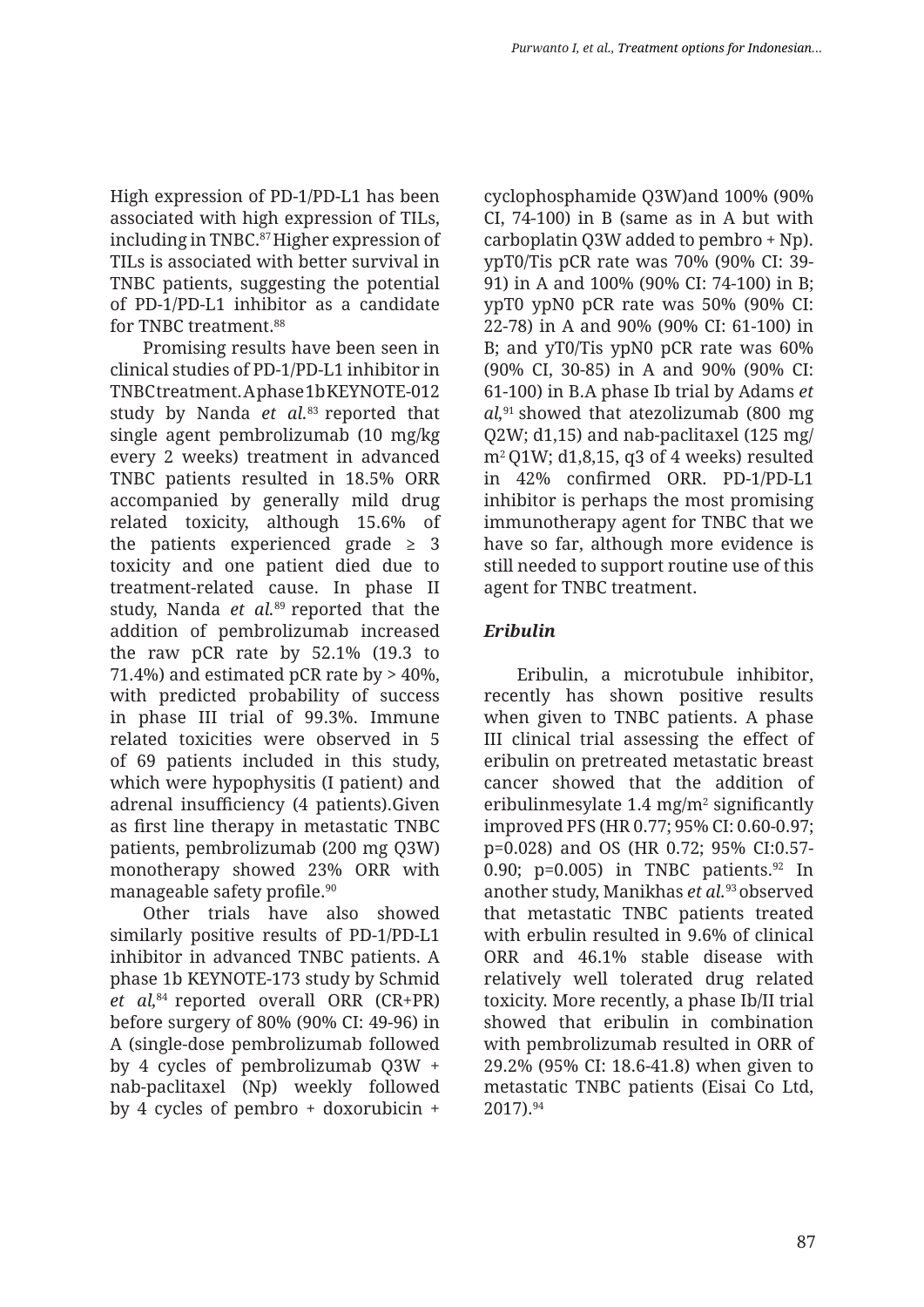High expression of PD-1/PD-L1 has been associated with high expression of TILs, including in TNBC.[87] Higher expression of TILs is associated with better survival in TNBC patients, suggesting the potential of PD-1/PD-L1 inhibitor as a candidate for TNBC treatment.[88]

Promising results have been seen in clinical studies of PD-1/PD-L1 inhibitor in TNBC treatment. A phase 1b KEYNOTE-012 study by Nanda *et al.*[83] reported that single agent pembrolizumab (10 mg/kg every 2 weeks) treatment in advanced TNBC patients resulted in 18.5% ORR accompanied by generally mild drug related toxicity, although 15.6% of the patients experienced grade ≥ 3 toxicity and one patient died due to treatment-related cause. In phase II study, Nanda *et al.*[89] reported that the addition of pembrolizumab increased the raw pCR rate by 52.1% (19.3 to 71.4%) and estimated pCR rate by > 40%, with predicted probability of success in phase III trial of 99.3%. Immune related toxicities were observed in 5 of 69 patients included in this study, which were hypophysitis (I patient) and adrenal insufficiency (4 patients).Given as first line therapy in metastatic TNBC patients, pembrolizumab (200 mg Q3W) monotherapy showed 23% ORR with manageable safety profile.[90]

Other trials have also showed similarly positive results of PD-1/PD-L1 inhibitor in advanced TNBC patients. A phase 1b KEYNOTE-173 study by Schmid *et al*,[84] reported overall ORR (CR+PR) before surgery of 80% (90% CI: 49-96) in A (single-dose pembrolizumab followed by 4 cycles of pembrolizumab Q3W + nab-paclitaxel (Np) weekly followed by 4 cycles of pembro + doxorubicin + cyclophosphamide Q3W)and 100% (90% CI, 74-100) in B (same as in A but with carboplatin Q3W added to pembro + Np). ypT0/Tis pCR rate was 70% (90% CI: 39-91) in A and 100% (90% CI: 74-100) in B; ypT0 ypN0 pCR rate was 50% (90% CI: 22-78) in A and 90% (90% CI: 61-100) in B; and yT0/Tis ypN0 pCR rate was 60% (90% CI, 30-85) in A and 90% (90% CI: 61-100) in B.A phase Ib trial by Adams *et al*,[91] showed that atezolizumab (800 mg Q2W; d1,15) and nab-paclitaxel (125 mg/m$^2$ Q1W; d1,8,15, q3 of 4 weeks) resulted in 42% confirmed ORR. PD-1/PD-L1 inhibitor is perhaps the most promising immunotherapy agent for TNBC that we have so far, although more evidence is still needed to support routine use of this agent for TNBC treatment.

### *Eribulin*

Eribulin, a microtubule inhibitor, recently has shown positive results when given to TNBC patients. A phase III clinical trial assessing the effect of eribulin on pretreated metastatic breast cancer showed that the addition of eribulinmesylate 1.4 mg/m$^2$ significantly improved PFS (HR 0.77; 95% CI: 0.60-0.97; p=0.028) and OS (HR 0.72; 95% CI:0.57-0.90; p=0.005) in TNBC patients.[92] In another study, Manikhas *et al.*[93] observed that metastatic TNBC patients treated with erbulin resulted in 9.6% of clinical ORR and 46.1% stable disease with relatively well tolerated drug related toxicity. More recently, a phase Ib/II trial showed that eribulin in combination with pembrolizumab resulted in ORR of 29.2% (95% CI: 18.6-41.8) when given to metastatic TNBC patients (Eisai Co Ltd, 2017).[94]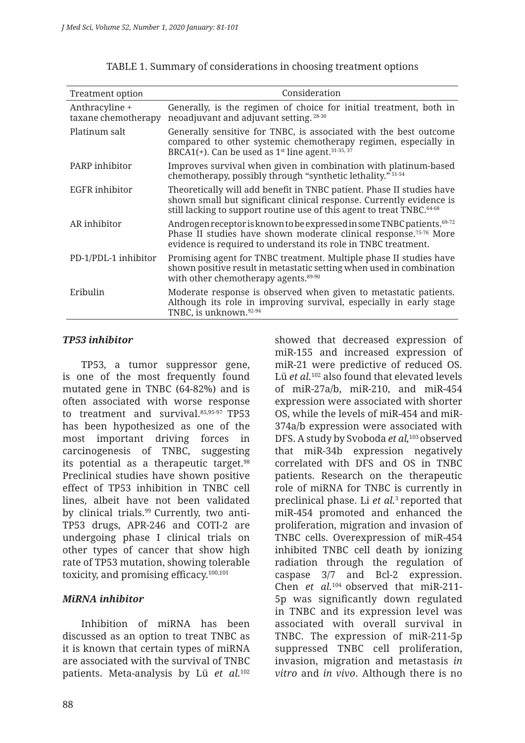TABLE 1. Summary of considerations in choosing treatment options

| Treatment option | Consideration |
|---|---|
| Anthracyline + taxane chemotherapy | Generally, is the regimen of choice for initial treatment, both in neoadjuvant and adjuvant setting. [28-30] |
| Platinum salt | Generally sensitive for TNBC, is associated with the best outcome compared to other systemic chemotherapy regimen, especially in BRCA1(+). Can be used as 1st line agent.[31-35, 37] |
| PARP inhibitor | Improves survival when given in combination with platinum-based chemotherapy, possibly through "synthetic lethality." [51-54] |
| EGFR inhibitor | Theoretically will add benefit in TNBC patient. Phase II studies have shown small but significant clinical response. Currently evidence is still lacking to support routine use of this agent to treat TNBC.[64-68] |
| AR inhibitor | Androgen receptor is known to be expressed in some TNBC patients.[69-72] Phase II studies have shown moderate clinical response.[75-76] More evidence is required to understand its role in TNBC treatment. |
| PD-1/PDL-1 inhibitor | Promising agent for TNBC treatment. Multiple phase II studies have shown positive result in metastatic setting when used in combination with other chemotherapy agents.[89-90] |
| Eribulin | Moderate response is observed when given to metastatic patients. Although its role in improving survival, especially in early stage TNBC, is unknown.[92-94] |

### *TP53 inhibitor*

TP53, a tumor suppressor gene, is one of the most frequently found mutated gene in TNBC (64-82%) and is often associated with worse response to treatment and survival.[85,95-97] TP53 has been hypothesized as one of the most important driving forces in carcinogenesis of TNBC, suggesting its potential as a therapeutic target.[98] Preclinical studies have shown positive effect of TP53 inhibition in TNBC cell lines, albeit have not been validated by clinical trials.[99] Currently, two anti-TP53 drugs, APR-246 and COTI-2 are undergoing phase I clinical trials on other types of cancer that show high rate of TP53 mutation, showing tolerable toxicity, and promising efficacy.[100,101]

### *MiRNA inhibitor*

Inhibition of miRNA has been discussed as an option to treat TNBC as it is known that certain types of miRNA are associated with the survival of TNBC patients. Meta-analysis by Lü *et al.*[102] showed that decreased expression of miR-155 and increased expression of miR-21 were predictive of reduced OS. Lü *et al.*[102] also found that elevated levels of miR-27a/b, miR-210, and miR-454 expression were associated with shorter OS, while the levels of miR-454 and miR-374a/b expression were associated with DFS. A study by Svoboda *et al,*[103] observed that miR-34b expression negatively correlated with DFS and OS in TNBC patients. Research on the therapeutic role of miRNA for TNBC is currently in preclinical phase. Li *et al.*[3] reported that miR-454 promoted and enhanced the proliferation, migration and invasion of TNBC cells. Overexpression of miR-454 inhibited TNBC cell death by ionizing radiation through the regulation of caspase 3/7 and Bcl-2 expression. Chen *et al.*[104] observed that miR-211-5p was significantly down regulated in TNBC and its expression level was associated with overall survival in TNBC. The expression of miR-211-5p suppressed TNBC cell proliferation, invasion, migration and metastasis *in vitro* and *in vivo*. Although there is no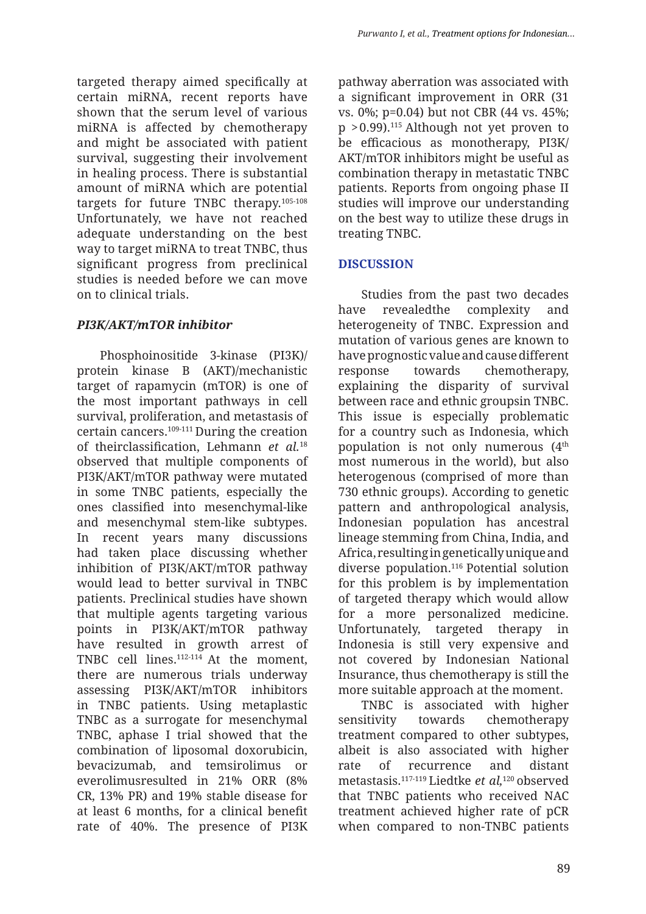targeted therapy aimed specifically at certain miRNA, recent reports have shown that the serum level of various miRNA is affected by chemotherapy and might be associated with patient survival, suggesting their involvement in healing process. There is substantial amount of miRNA which are potential targets for future TNBC therapy.[105-108] Unfortunately, we have not reached adequate understanding on the best way to target miRNA to treat TNBC, thus significant progress from preclinical studies is needed before we can move on to clinical trials.

### *PI3K/AKT/mTOR inhibitor*

Phosphoinositide 3-kinase (PI3K)/ protein kinase B (AKT)/mechanistic target of rapamycin (mTOR) is one of the most important pathways in cell survival, proliferation, and metastasis of certain cancers.[109-111] During the creation of theirclassification, Lehmann *et al.*[18] observed that multiple components of PI3K/AKT/mTOR pathway were mutated in some TNBC patients, especially the ones classified into mesenchymal-like and mesenchymal stem-like subtypes. In recent years many discussions had taken place discussing whether inhibition of PI3K/AKT/mTOR pathway would lead to better survival in TNBC patients. Preclinical studies have shown that multiple agents targeting various points in PI3K/AKT/mTOR pathway have resulted in growth arrest of TNBC cell lines.[112-114] At the moment, there are numerous trials underway assessing PI3K/AKT/mTOR inhibitors in TNBC patients. Using metaplastic TNBC as a surrogate for mesenchymal TNBC, aphase I trial showed that the combination of liposomal doxorubicin, bevacizumab, and temsirolimus or everolimusresulted in 21% ORR (8% CR, 13% PR) and 19% stable disease for at least 6 months, for a clinical benefit rate of 40%. The presence of PI3K pathway aberration was associated with a significant improvement in ORR (31 vs. 0%; p=0.04) but not CBR (44 vs. 45%; p >0.99).[115] Although not yet proven to be efficacious as monotherapy, PI3K/ AKT/mTOR inhibitors might be useful as combination therapy in metastatic TNBC patients. Reports from ongoing phase II studies will improve our understanding on the best way to utilize these drugs in treating TNBC.

## DISCUSSION

Studies from the past two decades have revealedthe complexity and heterogeneity of TNBC. Expression and mutation of various genes are known to have prognostic value and cause different response towards chemotherapy, explaining the disparity of survival between race and ethnic groupsin TNBC. This issue is especially problematic for a country such as Indonesia, which population is not only numerous (4th most numerous in the world), but also heterogenous (comprised of more than 730 ethnic groups). According to genetic pattern and anthropological analysis, Indonesian population has ancestral lineage stemming from China, India, and Africa, resulting in genetically unique and diverse population.[116] Potential solution for this problem is by implementation of targeted therapy which would allow for a more personalized medicine. Unfortunately, targeted therapy in Indonesia is still very expensive and not covered by Indonesian National Insurance, thus chemotherapy is still the more suitable approach at the moment.

TNBC is associated with higher sensitivity towards chemotherapy treatment compared to other subtypes, albeit is also associated with higher rate of recurrence and distant metastasis.[117-119] Liedtke *et al*,[120] observed that TNBC patients who received NAC treatment achieved higher rate of pCR when compared to non-TNBC patients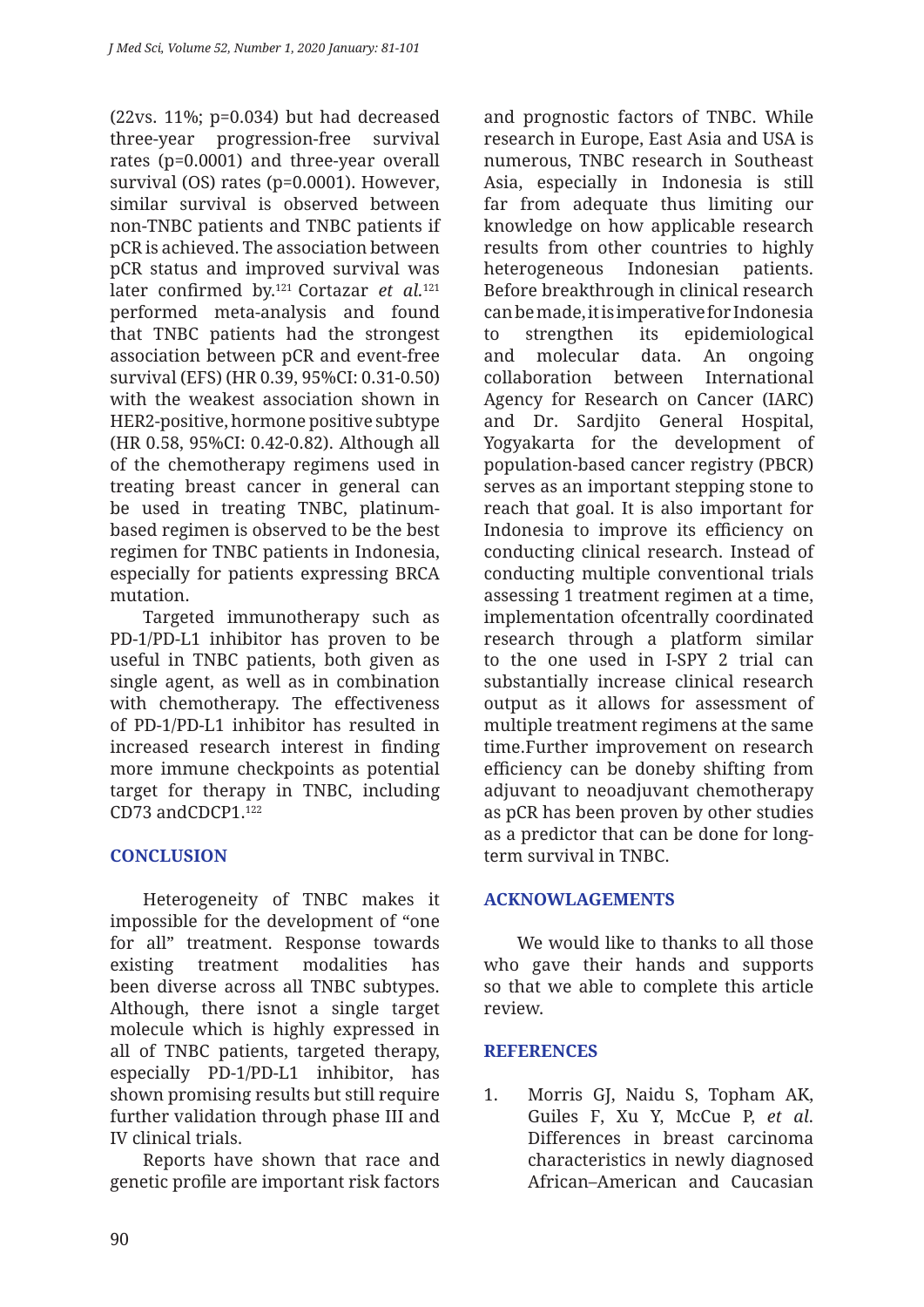(22vs. 11%; p=0.034) but had decreased three-year progression-free survival rates (p=0.0001) and three-year overall survival (OS) rates (p=0.0001). However, similar survival is observed between non-TNBC patients and TNBC patients if pCR is achieved. The association between pCR status and improved survival was later confirmed by.[121] Cortazar *et al.*[121] performed meta-analysis and found that TNBC patients had the strongest association between pCR and event-free survival (EFS) (HR 0.39, 95%CI: 0.31-0.50) with the weakest association shown in HER2-positive, hormone positive subtype (HR 0.58, 95%CI: 0.42-0.82). Although all of the chemotherapy regimens used in treating breast cancer in general can be used in treating TNBC, platinum-based regimen is observed to be the best regimen for TNBC patients in Indonesia, especially for patients expressing BRCA mutation.

Targeted immunotherapy such as PD-1/PD-L1 inhibitor has proven to be useful in TNBC patients, both given as single agent, as well as in combination with chemotherapy. The effectiveness of PD-1/PD-L1 inhibitor has resulted in increased research interest in finding more immune checkpoints as potential target for therapy in TNBC, including CD73 andCDCP1.[122]

## CONCLUSION

Heterogeneity of TNBC makes it impossible for the development of "one for all" treatment. Response towards existing treatment modalities has been diverse across all TNBC subtypes. Although, there isnot a single target molecule which is highly expressed in all of TNBC patients, targeted therapy, especially PD-1/PD-L1 inhibitor, has shown promising results but still require further validation through phase III and IV clinical trials.

Reports have shown that race and genetic profile are important risk factors and prognostic factors of TNBC. While research in Europe, East Asia and USA is numerous, TNBC research in Southeast Asia, especially in Indonesia is still far from adequate thus limiting our knowledge on how applicable research results from other countries to highly heterogeneous Indonesian patients. Before breakthrough in clinical research can be made, it is imperative for Indonesia to strengthen its epidemiological and molecular data. An ongoing collaboration between International Agency for Research on Cancer (IARC) and Dr. Sardjito General Hospital, Yogyakarta for the development of population-based cancer registry (PBCR) serves as an important stepping stone to reach that goal. It is also important for Indonesia to improve its efficiency on conducting clinical research. Instead of conducting multiple conventional trials assessing 1 treatment regimen at a time, implementation ofcentrally coordinated research through a platform similar to the one used in I-SPY 2 trial can substantially increase clinical research output as it allows for assessment of multiple treatment regimens at the same time.Further improvement on research efficiency can be doneby shifting from adjuvant to neoadjuvant chemotherapy as pCR has been proven by other studies as a predictor that can be done for long-term survival in TNBC.

## ACKNOWLAGEMENTS

We would like to thanks to all those who gave their hands and supports so that we able to complete this article review.

## REFERENCES

1. Morris GJ, Naidu S, Topham AK, Guiles F, Xu Y, McCue P, *et al.* Differences in breast carcinoma characteristics in newly diagnosed African–American and Caucasian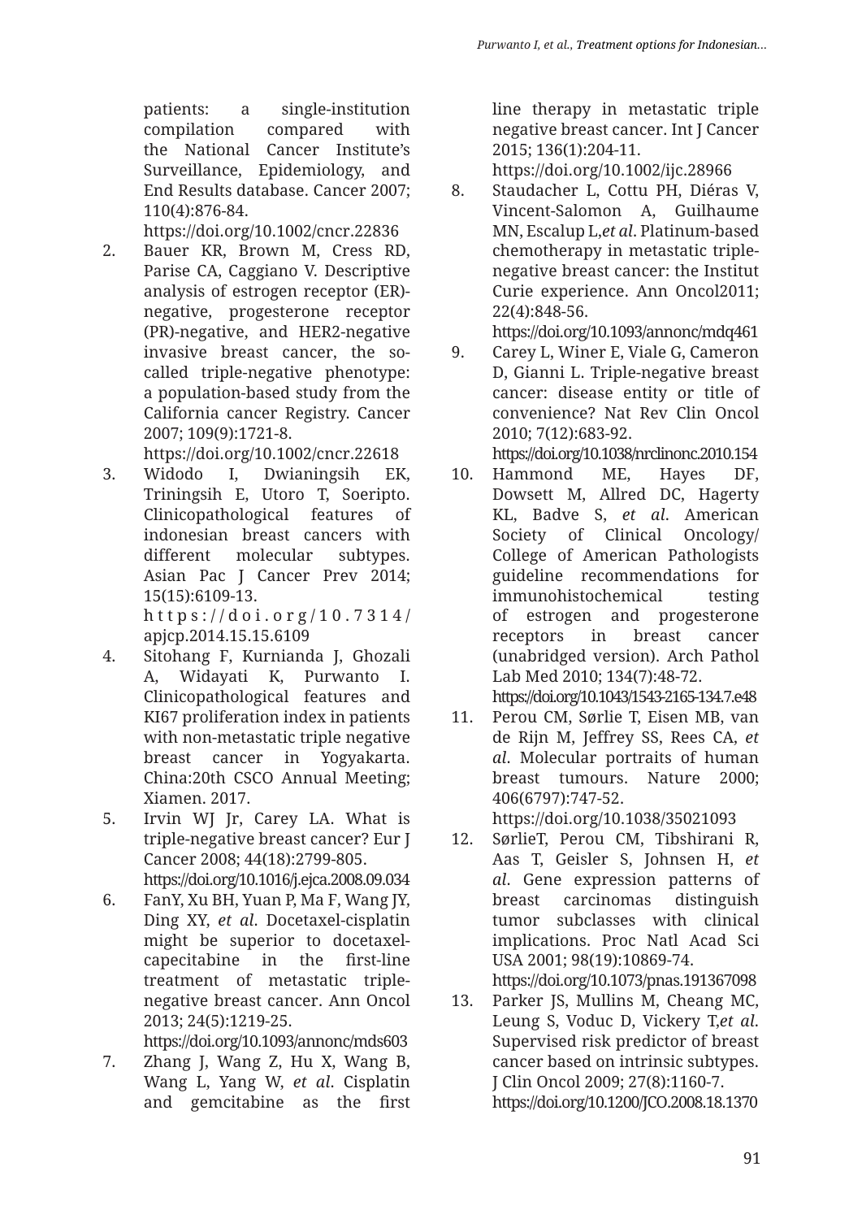patients: a single-institution compilation compared with the National Cancer Institute's Surveillance, Epidemiology, and End Results database. Cancer 2007; 110(4):876-84. https://doi.org/10.1002/cncr.22836

2. Bauer KR, Brown M, Cress RD, Parise CA, Caggiano V. Descriptive analysis of estrogen receptor (ER)-negative, progesterone receptor (PR)-negative, and HER2-negative invasive breast cancer, the so-called triple-negative phenotype: a population-based study from the California cancer Registry. Cancer 2007; 109(9):1721-8. https://doi.org/10.1002/cncr.22618
3. Widodo I, Dwianingsih EK, Triningsih E, Utoro T, Soeripto. Clinicopathological features of indonesian breast cancers with different molecular subtypes. Asian Pac J Cancer Prev 2014; 15(15):6109-13. https://doi.org/10.7314/apjcp.2014.15.15.6109
4. Sitohang F, Kurnianda J, Ghozali A, Widayati K, Purwanto I. Clinicopathological features and KI67 proliferation index in patients with non-metastatic triple negative breast cancer in Yogyakarta. China:20th CSCO Annual Meeting; Xiamen. 2017.
5. Irvin WJ Jr, Carey LA. What is triple-negative breast cancer? Eur J Cancer 2008; 44(18):2799-805. https://doi.org/10.1016/j.ejca.2008.09.034
6. FanY, Xu BH, Yuan P, Ma F, Wang JY, Ding XY, *et al*. Docetaxel-cisplatin might be superior to docetaxel-capecitabine in the first-line treatment of metastatic triple-negative breast cancer. Ann Oncol 2013; 24(5):1219-25. https://doi.org/10.1093/annonc/mds603
7. Zhang J, Wang Z, Hu X, Wang B, Wang L, Yang W, *et al*. Cisplatin and gemcitabine as the first line therapy in metastatic triple negative breast cancer. Int J Cancer 2015; 136(1):204-11. https://doi.org/10.1002/ijc.28966
8. Staudacher L, Cottu PH, Diéras V, Vincent-Salomon A, Guilhaume MN, Escalup L,*et al*. Platinum-based chemotherapy in metastatic triple-negative breast cancer: the Institut Curie experience. Ann Oncol2011; 22(4):848-56. https://doi.org/10.1093/annonc/mdq461
9. Carey L, Winer E, Viale G, Cameron D, Gianni L. Triple-negative breast cancer: disease entity or title of convenience? Nat Rev Clin Oncol 2010; 7(12):683-92. https://doi.org/10.1038/nrclinonc.2010.154
10. Hammond ME, Hayes DF, Dowsett M, Allred DC, Hagerty KL, Badve S, *et al*. American Society of Clinical Oncology/ College of American Pathologists guideline recommendations for immunohistochemical testing of estrogen and progesterone receptors in breast cancer (unabridged version). Arch Pathol Lab Med 2010; 134(7):48-72. https://doi.org/10.1043/1543-2165-134.7.e48
11. Perou CM, Sørlie T, Eisen MB, van de Rijn M, Jeffrey SS, Rees CA, *et al*. Molecular portraits of human breast tumours. Nature 2000; 406(6797):747-52. https://doi.org/10.1038/35021093
12. SørlieT, Perou CM, Tibshirani R, Aas T, Geisler S, Johnsen H, *et al*. Gene expression patterns of breast carcinomas distinguish tumor subclasses with clinical implications. Proc Natl Acad Sci USA 2001; 98(19):10869-74. https://doi.org/10.1073/pnas.191367098
13. Parker JS, Mullins M, Cheang MC, Leung S, Voduc D, Vickery T,*et al*. Supervised risk predictor of breast cancer based on intrinsic subtypes. J Clin Oncol 2009; 27(8):1160-7. https://doi.org/10.1200/JCO.2008.18.1370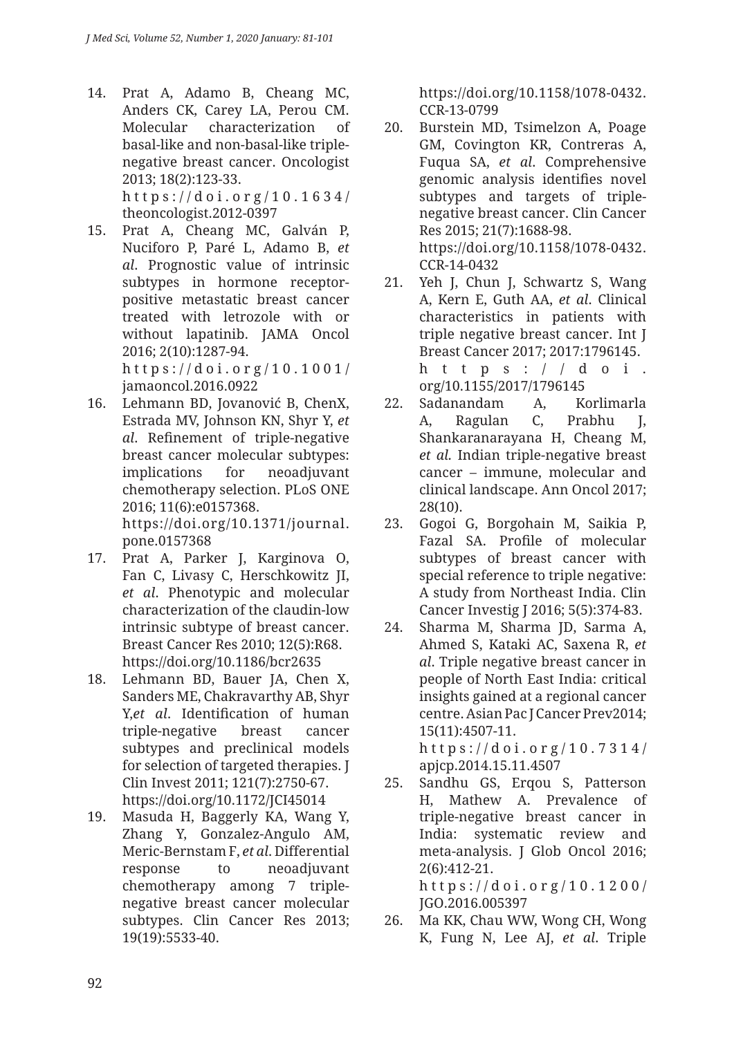14. Prat A, Adamo B, Cheang MC, Anders CK, Carey LA, Perou CM. Molecular characterization of basal-like and non-basal-like triple-negative breast cancer. Oncologist 2013; 18(2):123-33. https://doi.org/10.1634/theoncologist.2012-0397
15. Prat A, Cheang MC, Galván P, Nuciforo P, Paré L, Adamo B, *et al*. Prognostic value of intrinsic subtypes in hormone receptor-positive metastatic breast cancer treated with letrozole with or without lapatinib. JAMA Oncol 2016; 2(10):1287-94. https://doi.org/10.1001/jamaoncol.2016.0922
16. Lehmann BD, Jovanović B, ChenX, Estrada MV, Johnson KN, Shyr Y, *et al*. Refinement of triple-negative breast cancer molecular subtypes: implications for neoadjuvant chemotherapy selection. PLoS ONE 2016; 11(6):e0157368. https://doi.org/10.1371/journal.pone.0157368
17. Prat A, Parker J, Karginova O, Fan C, Livasy C, Herschkowitz JI, *et al*. Phenotypic and molecular characterization of the claudin-low intrinsic subtype of breast cancer. Breast Cancer Res 2010; 12(5):R68. https://doi.org/10.1186/bcr2635
18. Lehmann BD, Bauer JA, Chen X, Sanders ME, Chakravarthy AB, Shyr Y,*et al*. Identification of human triple-negative breast cancer subtypes and preclinical models for selection of targeted therapies. J Clin Invest 2011; 121(7):2750-67. https://doi.org/10.1172/JCI45014
19. Masuda H, Baggerly KA, Wang Y, Zhang Y, Gonzalez-Angulo AM, Meric-Bernstam F, *et al*. Differential response to neoadjuvant chemotherapy among 7 triple-negative breast cancer molecular subtypes. Clin Cancer Res 2013; 19(19):5533-40. https://doi.org/10.1158/1078-0432.CCR-13-0799
20. Burstein MD, Tsimelzon A, Poage GM, Covington KR, Contreras A, Fuqua SA, *et al*. Comprehensive genomic analysis identifies novel subtypes and targets of triple-negative breast cancer. Clin Cancer Res 2015; 21(7):1688-98. https://doi.org/10.1158/1078-0432.CCR-14-0432
21. Yeh J, Chun J, Schwartz S, Wang A, Kern E, Guth AA, *et al*. Clinical characteristics in patients with triple negative breast cancer. Int J Breast Cancer 2017; 2017:1796145. https://doi.org/10.1155/2017/1796145
22. Sadanandam A, Korlimarla A, Ragulan C, Prabhu J, Shankaranarayana H, Cheang M, *et al.* Indian triple-negative breast cancer – immune, molecular and clinical landscape. Ann Oncol 2017; 28(10).
23. Gogoi G, Borgohain M, Saikia P, Fazal SA. Profile of molecular subtypes of breast cancer with special reference to triple negative: A study from Northeast India. Clin Cancer Investig J 2016; 5(5):374-83.
24. Sharma M, Sharma JD, Sarma A, Ahmed S, Kataki AC, Saxena R, *et al*. Triple negative breast cancer in people of North East India: critical insights gained at a regional cancer centre. Asian Pac J Cancer Prev2014; 15(11):4507-11. https://doi.org/10.7314/apjcp.2014.15.11.4507
25. Sandhu GS, Erqou S, Patterson H, Mathew A. Prevalence of triple-negative breast cancer in India: systematic review and meta-analysis. J Glob Oncol 2016; 2(6):412-21. https://doi.org/10.1200/JGO.2016.005397
26. Ma KK, Chau WW, Wong CH, Wong K, Fung N, Lee AJ, *et al*. Triple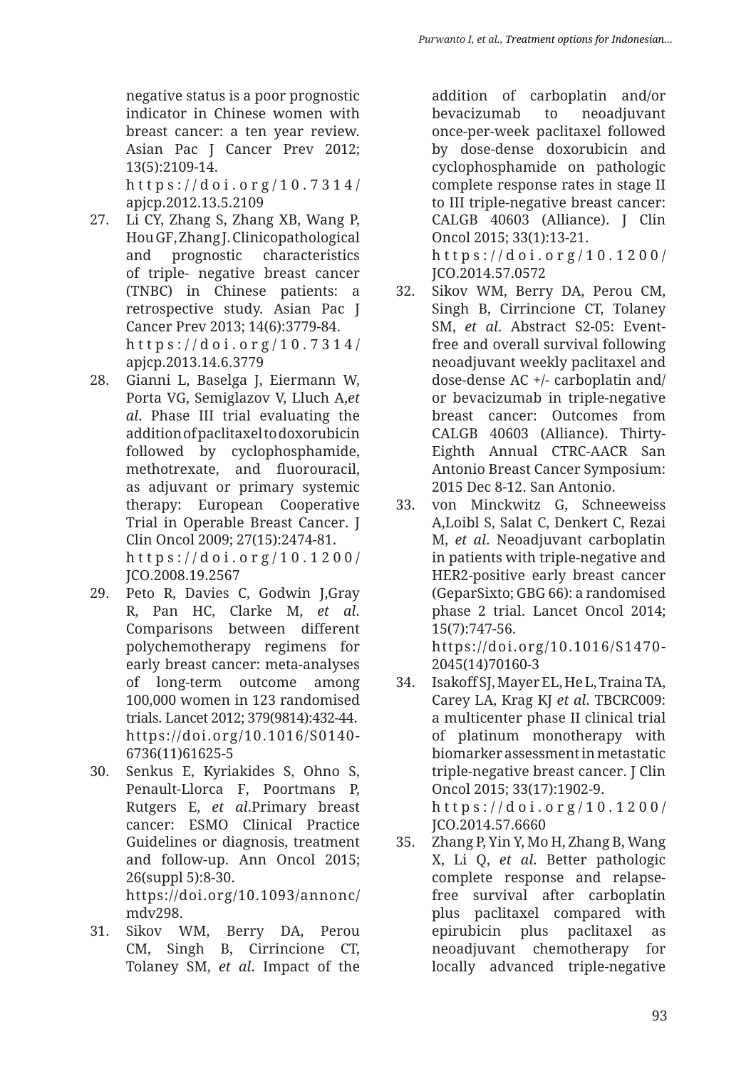negative status is a poor prognostic indicator in Chinese women with breast cancer: a ten year review. Asian Pac J Cancer Prev 2012; 13(5):2109-14. https://doi.org/10.7314/apjcp.2012.13.5.2109

27. Li CY, Zhang S, Zhang XB, Wang P, Hou GF, Zhang J. Clinicopathological and prognostic characteristics of triple- negative breast cancer (TNBC) in Chinese patients: a retrospective study. Asian Pac J Cancer Prev 2013; 14(6):3779-84. https://doi.org/10.7314/apjcp.2013.14.6.3779
28. Gianni L, Baselga J, Eiermann W, Porta VG, Semiglazov V, Lluch A,*et al*. Phase III trial evaluating the addition of paclitaxel to doxorubicin followed by cyclophosphamide, methotrexate, and fluorouracil, as adjuvant or primary systemic therapy: European Cooperative Trial in Operable Breast Cancer. J Clin Oncol 2009; 27(15):2474-81. https://doi.org/10.1200/JCO.2008.19.2567
29. Peto R, Davies C, Godwin J,Gray R, Pan HC, Clarke M, *et al*. Comparisons between different polychemotherapy regimens for early breast cancer: meta-analyses of long-term outcome among 100,000 women in 123 randomised trials. Lancet 2012; 379(9814):432-44. https://doi.org/10.1016/S0140-6736(11)61625-5
30. Senkus E, Kyriakides S, Ohno S, Penault-Llorca F, Poortmans P, Rutgers E, *et al*.Primary breast cancer: ESMO Clinical Practice Guidelines or diagnosis, treatment and follow-up. Ann Oncol 2015; 26(suppl 5):8-30. https://doi.org/10.1093/annonc/mdv298.
31. Sikov WM, Berry DA, Perou CM, Singh B, Cirrincione CT, Tolaney SM, *et al*. Impact of the addition of carboplatin and/or bevacizumab to neoadjuvant once-per-week paclitaxel followed by dose-dense doxorubicin and cyclophosphamide on pathologic complete response rates in stage II to III triple-negative breast cancer: CALGB 40603 (Alliance). J Clin Oncol 2015; 33(1):13-21. https://doi.org/10.1200/JCO.2014.57.0572
32. Sikov WM, Berry DA, Perou CM, Singh B, Cirrincione CT, Tolaney SM, *et al*. Abstract S2-05: Event-free and overall survival following neoadjuvant weekly paclitaxel and dose-dense AC +/- carboplatin and/or bevacizumab in triple-negative breast cancer: Outcomes from CALGB 40603 (Alliance). Thirty-Eighth Annual CTRC-AACR San Antonio Breast Cancer Symposium: 2015 Dec 8-12. San Antonio.
33. von Minckwitz G, Schneeweiss A,Loibl S, Salat C, Denkert C, Rezai M, *et al*. Neoadjuvant carboplatin in patients with triple-negative and HER2-positive early breast cancer (GeparSixto; GBG 66): a randomised phase 2 trial. Lancet Oncol 2014; 15(7):747-56. https://doi.org/10.1016/S1470-2045(14)70160-3
34. Isakoff SJ, Mayer EL, He L, Traina TA, Carey LA, Krag KJ *et al*. TBCRC009: a multicenter phase II clinical trial of platinum monotherapy with biomarker assessment in metastatic triple-negative breast cancer. J Clin Oncol 2015; 33(17):1902-9. https://doi.org/10.1200/JCO.2014.57.6660
35. Zhang P, Yin Y, Mo H, Zhang B, Wang X, Li Q, *et al*. Better pathologic complete response and relapse-free survival after carboplatin plus paclitaxel compared with epirubicin plus paclitaxel as neoadjuvant chemotherapy for locally advanced triple-negative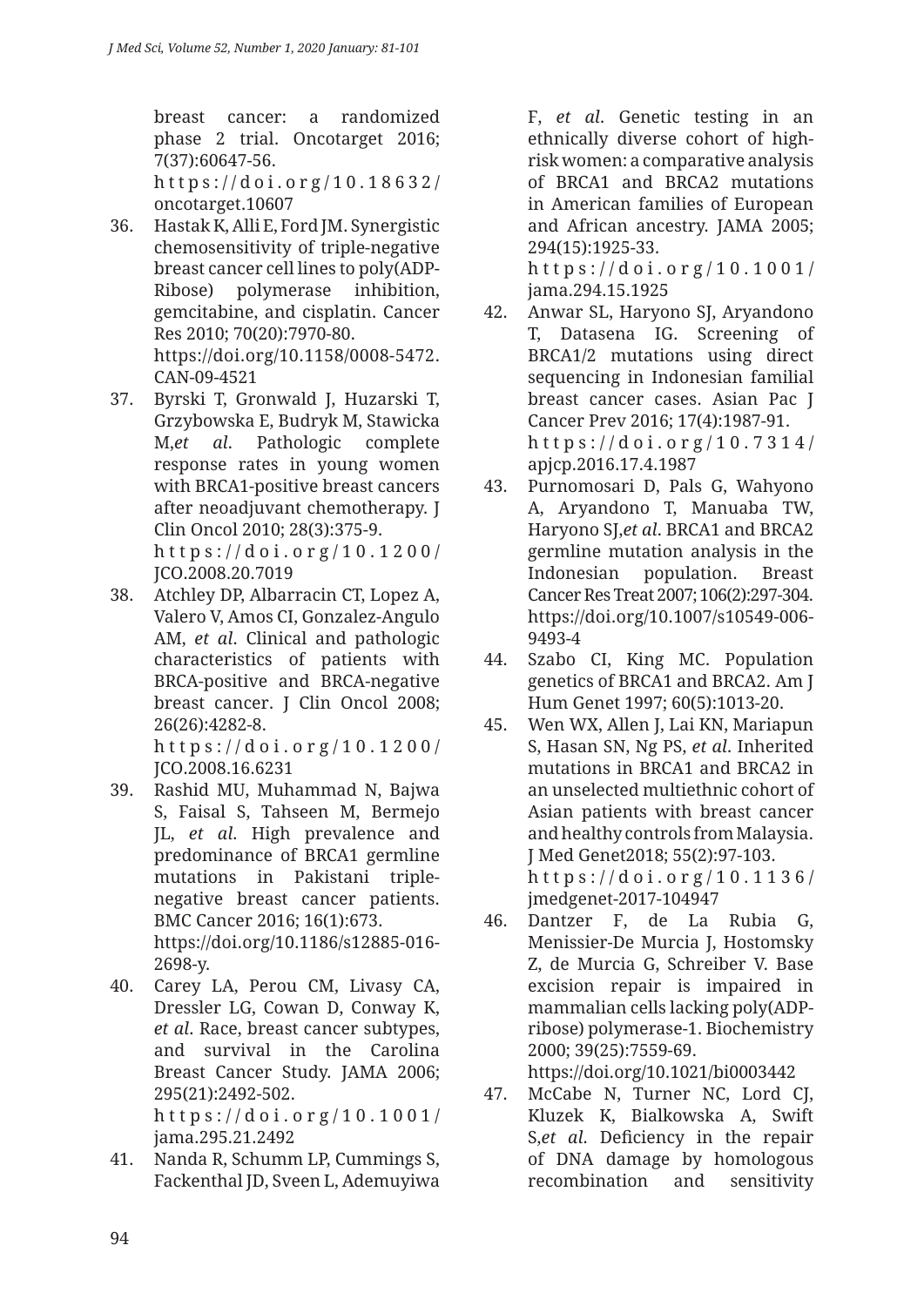breast cancer: a randomized phase 2 trial. Oncotarget 2016; 7(37):60647-56. https://doi.org/10.18632/oncotarget.10607

36. Hastak K, Alli E, Ford JM. Synergistic chemosensitivity of triple-negative breast cancer cell lines to poly(ADP-Ribose) polymerase inhibition, gemcitabine, and cisplatin. Cancer Res 2010; 70(20):7970-80. https://doi.org/10.1158/0008-5472.CAN-09-4521
37. Byrski T, Gronwald J, Huzarski T, Grzybowska E, Budryk M, Stawicka M,*et al*. Pathologic complete response rates in young women with BRCA1-positive breast cancers after neoadjuvant chemotherapy. J Clin Oncol 2010; 28(3):375-9. https://doi.org/10.1200/JCO.2008.20.7019
38. Atchley DP, Albarracin CT, Lopez A, Valero V, Amos CI, Gonzalez-Angulo AM, *et al*. Clinical and pathologic characteristics of patients with BRCA-positive and BRCA-negative breast cancer. J Clin Oncol 2008; 26(26):4282-8. https://doi.org/10.1200/JCO.2008.16.6231
39. Rashid MU, Muhammad N, Bajwa S, Faisal S, Tahseen M, Bermejo JL, *et al*. High prevalence and predominance of BRCA1 germline mutations in Pakistani triple-negative breast cancer patients. BMC Cancer 2016; 16(1):673. https://doi.org/10.1186/s12885-016-2698-y.
40. Carey LA, Perou CM, Livasy CA, Dressler LG, Cowan D, Conway K, *et al*. Race, breast cancer subtypes, and survival in the Carolina Breast Cancer Study. JAMA 2006; 295(21):2492-502. https://doi.org/10.1001/jama.295.21.2492
41. Nanda R, Schumm LP, Cummings S, Fackenthal JD, Sveen L, Ademuyiwa F, *et al*. Genetic testing in an ethnically diverse cohort of high-risk women: a comparative analysis of BRCA1 and BRCA2 mutations in American families of European and African ancestry. JAMA 2005; 294(15):1925-33. https://doi.org/10.1001/jama.294.15.1925
42. Anwar SL, Haryono SJ, Aryandono T, Datasena IG. Screening of BRCA1/2 mutations using direct sequencing in Indonesian familial breast cancer cases. Asian Pac J Cancer Prev 2016; 17(4):1987-91. https://doi.org/10.7314/apjcp.2016.17.4.1987
43. Purnomosari D, Pals G, Wahyono A, Aryandono T, Manuaba TW, Haryono SJ,*et al*. BRCA1 and BRCA2 germline mutation analysis in the Indonesian population. Breast Cancer Res Treat 2007; 106(2):297-304. https://doi.org/10.1007/s10549-006-9493-4
44. Szabo CI, King MC. Population genetics of BRCA1 and BRCA2. Am J Hum Genet 1997; 60(5):1013-20.
45. Wen WX, Allen J, Lai KN, Mariapun S, Hasan SN, Ng PS, *et al*. Inherited mutations in BRCA1 and BRCA2 in an unselected multiethnic cohort of Asian patients with breast cancer and healthy controls from Malaysia. J Med Genet2018; 55(2):97-103. https://doi.org/10.1136/jmedgenet-2017-104947
46. Dantzer F, de La Rubia G, Menissier-De Murcia J, Hostomsky Z, de Murcia G, Schreiber V. Base excision repair is impaired in mammalian cells lacking poly(ADP-ribose) polymerase-1. Biochemistry 2000; 39(25):7559-69. https://doi.org/10.1021/bi0003442
47. McCabe N, Turner NC, Lord CJ, Kluzek K, Bialkowska A, Swift S,*et al*. Deficiency in the repair of DNA damage by homologous recombination and sensitivity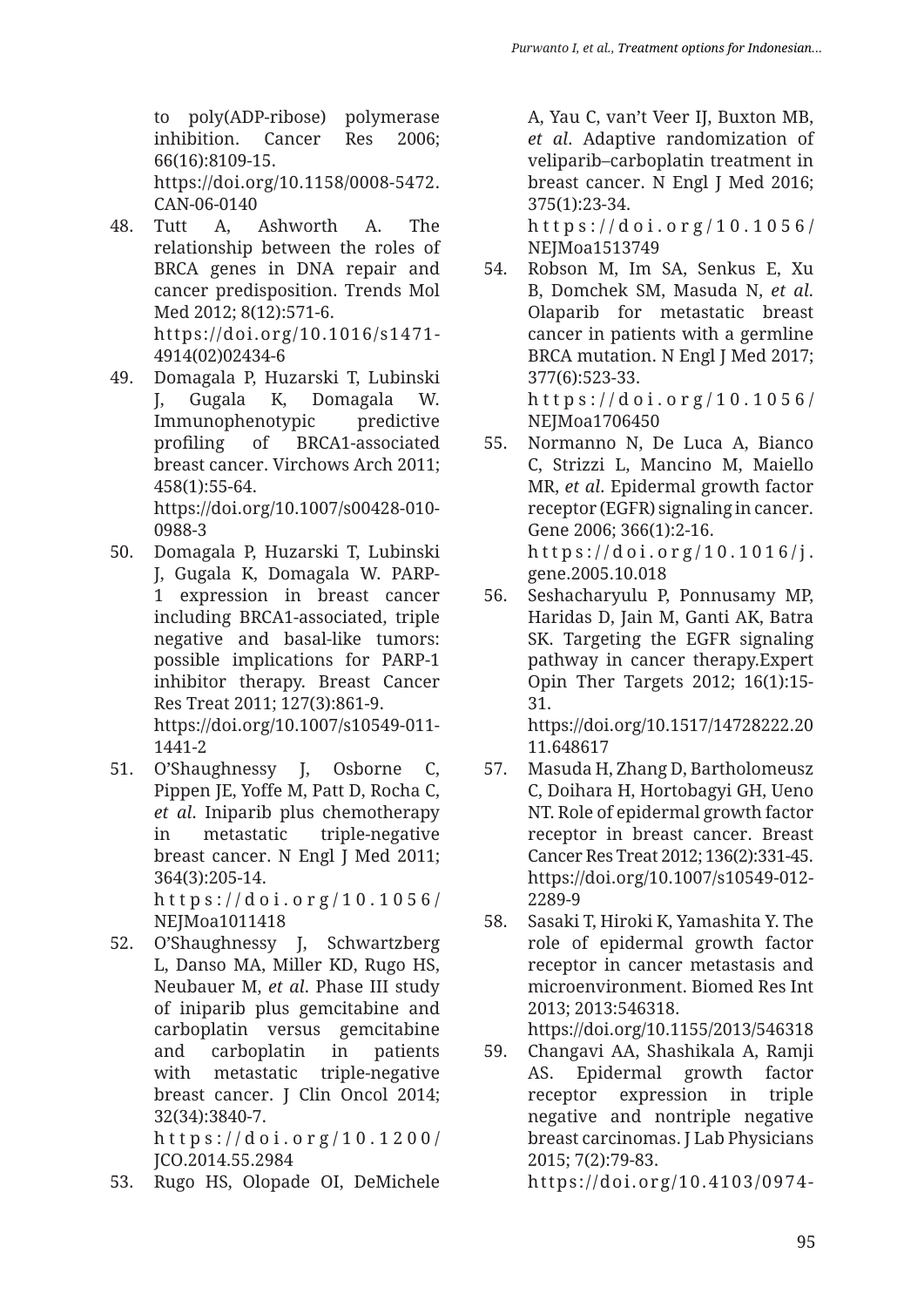to poly(ADP-ribose) polymerase inhibition. Cancer Res 2006; 66(16):8109-15. https://doi.org/10.1158/0008-5472.CAN-06-0140

48. Tutt A, Ashworth A. The relationship between the roles of BRCA genes in DNA repair and cancer predisposition. Trends Mol Med 2012; 8(12):571-6. https://doi.org/10.1016/s1471-4914(02)02434-6
49. Domagala P, Huzarski T, Lubinski J, Gugala K, Domagala W. Immunophenotypic predictive profiling of BRCA1-associated breast cancer. Virchows Arch 2011; 458(1):55-64. https://doi.org/10.1007/s00428-010-0988-3
50. Domagala P, Huzarski T, Lubinski J, Gugala K, Domagala W. PARP-1 expression in breast cancer including BRCA1-associated, triple negative and basal-like tumors: possible implications for PARP-1 inhibitor therapy. Breast Cancer Res Treat 2011; 127(3):861-9. https://doi.org/10.1007/s10549-011-1441-2
51. O'Shaughnessy J, Osborne C, Pippen JE, Yoffe M, Patt D, Rocha C, *et al*. Iniparib plus chemotherapy in metastatic triple-negative breast cancer. N Engl J Med 2011; 364(3):205-14. https://doi.org/10.1056/NEJMoa1011418
52. O'Shaughnessy J, Schwartzberg L, Danso MA, Miller KD, Rugo HS, Neubauer M, *et al*. Phase III study of iniparib plus gemcitabine and carboplatin versus gemcitabine and carboplatin in patients with metastatic triple-negative breast cancer. J Clin Oncol 2014; 32(34):3840-7. https://doi.org/10.1200/JCO.2014.55.2984
53. Rugo HS, Olopade OI, DeMichele A, Yau C, van't Veer IJ, Buxton MB, *et al*. Adaptive randomization of veliparib–carboplatin treatment in breast cancer. N Engl J Med 2016; 375(1):23-34. https://doi.org/10.1056/NEJMoa1513749
54. Robson M, Im SA, Senkus E, Xu B, Domchek SM, Masuda N, *et al*. Olaparib for metastatic breast cancer in patients with a germline BRCA mutation. N Engl J Med 2017; 377(6):523-33. https://doi.org/10.1056/NEJMoa1706450
55. Normanno N, De Luca A, Bianco C, Strizzi L, Mancino M, Maiello MR, *et al*. Epidermal growth factor receptor (EGFR) signaling in cancer. Gene 2006; 366(1):2-16. https://doi.org/10.1016/j.gene.2005.10.018
56. Seshacharyulu P, Ponnusamy MP, Haridas D, Jain M, Ganti AK, Batra SK. Targeting the EGFR signaling pathway in cancer therapy.Expert Opin Ther Targets 2012; 16(1):15-31. https://doi.org/10.1517/14728222.2011.648617
57. Masuda H, Zhang D, Bartholomeusz C, Doihara H, Hortobagyi GH, Ueno NT. Role of epidermal growth factor receptor in breast cancer. Breast Cancer Res Treat 2012; 136(2):331-45. https://doi.org/10.1007/s10549-012-2289-9
58. Sasaki T, Hiroki K, Yamashita Y. The role of epidermal growth factor receptor in cancer metastasis and microenvironment. Biomed Res Int 2013; 2013:546318. https://doi.org/10.1155/2013/546318
59. Changavi AA, Shashikala A, Ramji AS. Epidermal growth factor receptor expression in triple negative and nontriple negative breast carcinomas. J Lab Physicians 2015; 7(2):79-83. https://doi.org/10.4103/0974-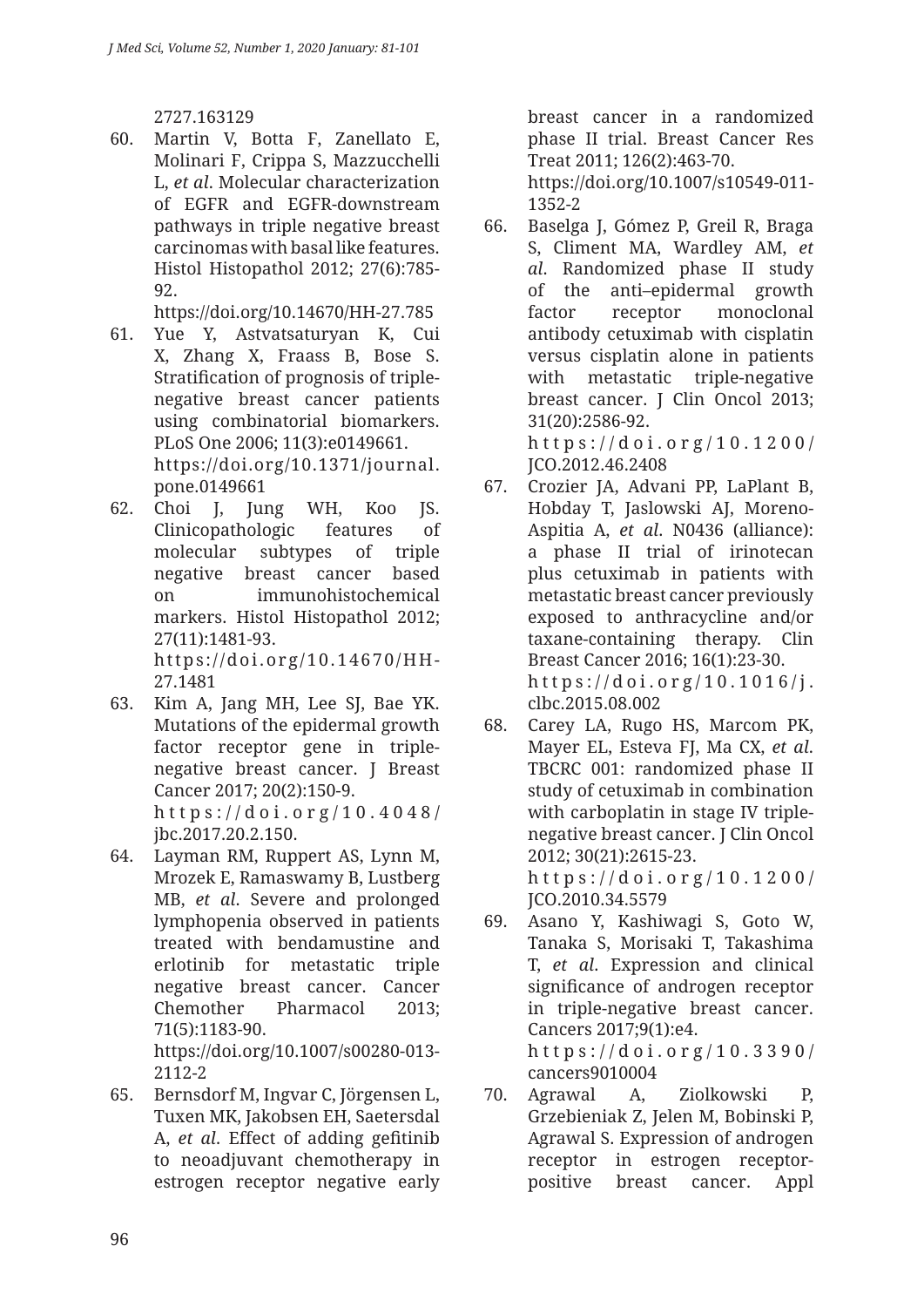2727.163129

60. Martin V, Botta F, Zanellato E, Molinari F, Crippa S, Mazzucchelli L, *et al*. Molecular characterization of EGFR and EGFR-downstream pathways in triple negative breast carcinomas with basal like features. Histol Histopathol 2012; 27(6):785-92. https://doi.org/10.14670/HH-27.785
61. Yue Y, Astvatsaturyan K, Cui X, Zhang X, Fraass B, Bose S. Stratification of prognosis of triple-negative breast cancer patients using combinatorial biomarkers. PLoS One 2006; 11(3):e0149661. https://doi.org/10.1371/journal.pone.0149661
62. Choi J, Jung WH, Koo JS. Clinicopathologic features of molecular subtypes of triple negative breast cancer based on immunohistochemical markers. Histol Histopathol 2012; 27(11):1481-93. https://doi.org/10.14670/HH-27.1481
63. Kim A, Jang MH, Lee SJ, Bae YK. Mutations of the epidermal growth factor receptor gene in triple-negative breast cancer. J Breast Cancer 2017; 20(2):150-9. https://doi.org/10.4048/jbc.2017.20.2.150.
64. Layman RM, Ruppert AS, Lynn M, Mrozek E, Ramaswamy B, Lustberg MB, *et al*. Severe and prolonged lymphopenia observed in patients treated with bendamustine and erlotinib for metastatic triple negative breast cancer. Cancer Chemother Pharmacol 2013; 71(5):1183-90. https://doi.org/10.1007/s00280-013-2112-2
65. Bernsdorf M, Ingvar C, Jörgensen L, Tuxen MK, Jakobsen EH, Saetersdal A, *et al*. Effect of adding gefitinib to neoadjuvant chemotherapy in estrogen receptor negative early breast cancer in a randomized phase II trial. Breast Cancer Res Treat 2011; 126(2):463-70. https://doi.org/10.1007/s10549-011-1352-2
66. Baselga J, Gómez P, Greil R, Braga S, Climent MA, Wardley AM, *et al*. Randomized phase II study of the anti–epidermal growth factor receptor monoclonal antibody cetuximab with cisplatin versus cisplatin alone in patients with metastatic triple-negative breast cancer. J Clin Oncol 2013; 31(20):2586-92. https://doi.org/10.1200/JCO.2012.46.2408
67. Crozier JA, Advani PP, LaPlant B, Hobday T, Jaslowski AJ, Moreno-Aspitia A, *et al*. N0436 (alliance): a phase II trial of irinotecan plus cetuximab in patients with metastatic breast cancer previously exposed to anthracycline and/or taxane-containing therapy. Clin Breast Cancer 2016; 16(1):23-30. https://doi.org/10.1016/j.clbc.2015.08.002
68. Carey LA, Rugo HS, Marcom PK, Mayer EL, Esteva FJ, Ma CX, *et al*. TBCRC 001: randomized phase II study of cetuximab in combination with carboplatin in stage IV triple-negative breast cancer. J Clin Oncol 2012; 30(21):2615-23. https://doi.org/10.1200/JCO.2010.34.5579
69. Asano Y, Kashiwagi S, Goto W, Tanaka S, Morisaki T, Takashima T, *et al*. Expression and clinical significance of androgen receptor in triple-negative breast cancer. Cancers 2017;9(1):e4. https://doi.org/10.3390/cancers9010004
70. Agrawal A, Ziolkowski P, Grzebieniak Z, Jelen M, Bobinski P, Agrawal S. Expression of androgen receptor in estrogen receptor-positive breast cancer. Appl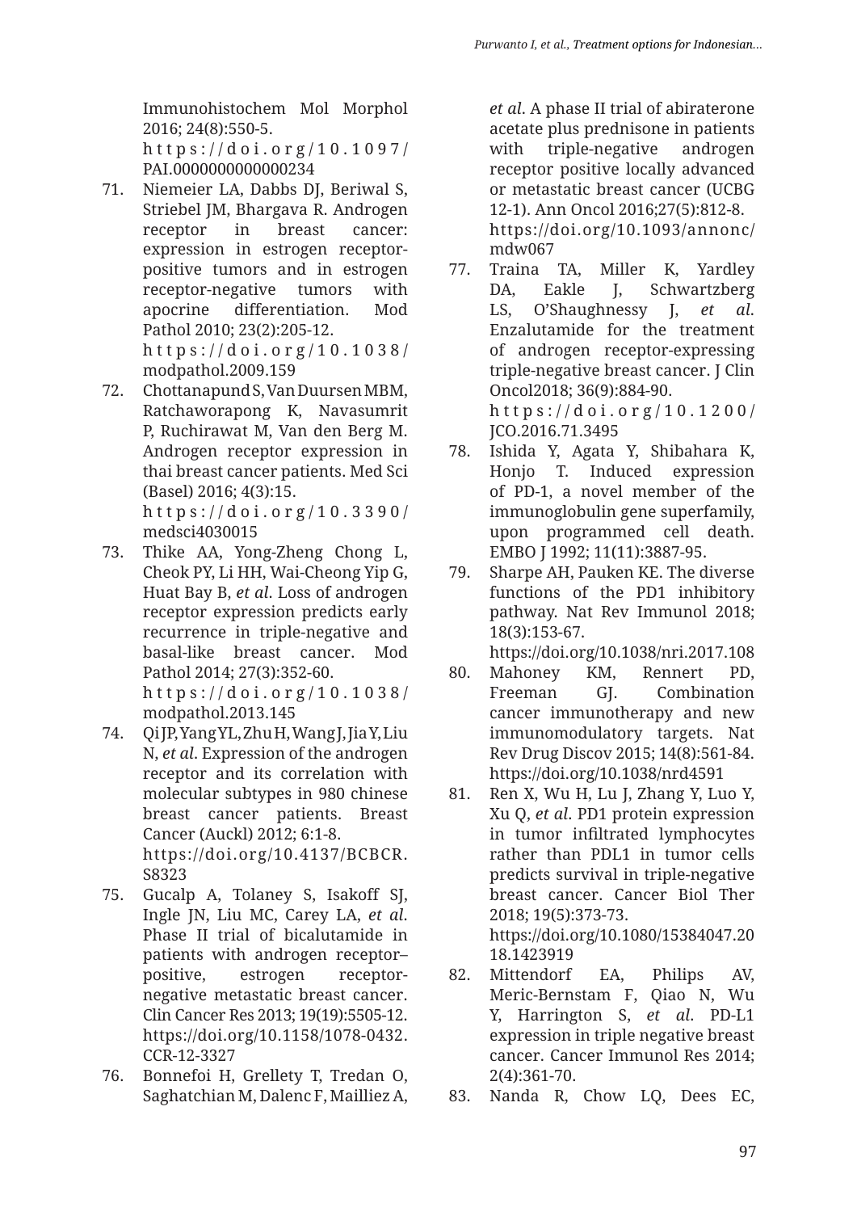Immunohistochem Mol Morphol 2016; 24(8):550-5. https://doi.org/10.1097/PAI.0000000000000234

71. Niemeier LA, Dabbs DJ, Beriwal S, Striebel JM, Bhargava R. Androgen receptor in breast cancer: expression in estrogen receptor-positive tumors and in estrogen receptor-negative tumors with apocrine differentiation. Mod Pathol 2010; 23(2):205-12. https://doi.org/10.1038/modpathol.2009.159
72. Chottanapund S, Van Duursen MBM, Ratchaworapong K, Navasumrit P, Ruchirawat M, Van den Berg M. Androgen receptor expression in thai breast cancer patients. Med Sci (Basel) 2016; 4(3):15. https://doi.org/10.3390/medsci4030015
73. Thike AA, Yong-Zheng Chong L, Cheok PY, Li HH, Wai-Cheong Yip G, Huat Bay B, *et al*. Loss of androgen receptor expression predicts early recurrence in triple-negative and basal-like breast cancer. Mod Pathol 2014; 27(3):352-60. https://doi.org/10.1038/modpathol.2013.145
74. Qi JP, Yang YL, Zhu H, Wang J, Jia Y, Liu N, *et al*. Expression of the androgen receptor and its correlation with molecular subtypes in 980 chinese breast cancer patients. Breast Cancer (Auckl) 2012; 6:1-8. https://doi.org/10.4137/BCBCR.S8323
75. Gucalp A, Tolaney S, Isakoff SJ, Ingle JN, Liu MC, Carey LA, *et al*. Phase II trial of bicalutamide in patients with androgen receptor–positive, estrogen receptor-negative metastatic breast cancer. Clin Cancer Res 2013; 19(19):5505-12. https://doi.org/10.1158/1078-0432.CCR-12-3327
76. Bonnefoi H, Grellety T, Tredan O, Saghatchian M, Dalenc F, Mailliez A, *et al*. A phase II trial of abiraterone acetate plus prednisone in patients with triple-negative androgen receptor positive locally advanced or metastatic breast cancer (UCBG 12-1). Ann Oncol 2016;27(5):812-8. https://doi.org/10.1093/annonc/mdw067
77. Traina TA, Miller K, Yardley DA, Eakle J, Schwartzberg LS, O'Shaughnessy J, *et al*. Enzalutamide for the treatment of androgen receptor-expressing triple-negative breast cancer. J Clin Oncol2018; 36(9):884-90. https://doi.org/10.1200/JCO.2016.71.3495
78. Ishida Y, Agata Y, Shibahara K, Honjo T. Induced expression of PD-1, a novel member of the immunoglobulin gene superfamily, upon programmed cell death. EMBO J 1992; 11(11):3887-95.
79. Sharpe AH, Pauken KE. The diverse functions of the PD1 inhibitory pathway. Nat Rev Immunol 2018; 18(3):153-67. https://doi.org/10.1038/nri.2017.108
80. Mahoney KM, Rennert PD, Freeman GJ. Combination cancer immunotherapy and new immunomodulatory targets. Nat Rev Drug Discov 2015; 14(8):561-84. https://doi.org/10.1038/nrd4591
81. Ren X, Wu H, Lu J, Zhang Y, Luo Y, Xu Q, *et al*. PD1 protein expression in tumor infiltrated lymphocytes rather than PDL1 in tumor cells predicts survival in triple-negative breast cancer. Cancer Biol Ther 2018; 19(5):373-73. https://doi.org/10.1080/15384047.2018.1423919
82. Mittendorf EA, Philips AV, Meric-Bernstam F, Qiao N, Wu Y, Harrington S, *et al*. PD-L1 expression in triple negative breast cancer. Cancer Immunol Res 2014; 2(4):361-70.
83. Nanda R, Chow LQ, Dees EC,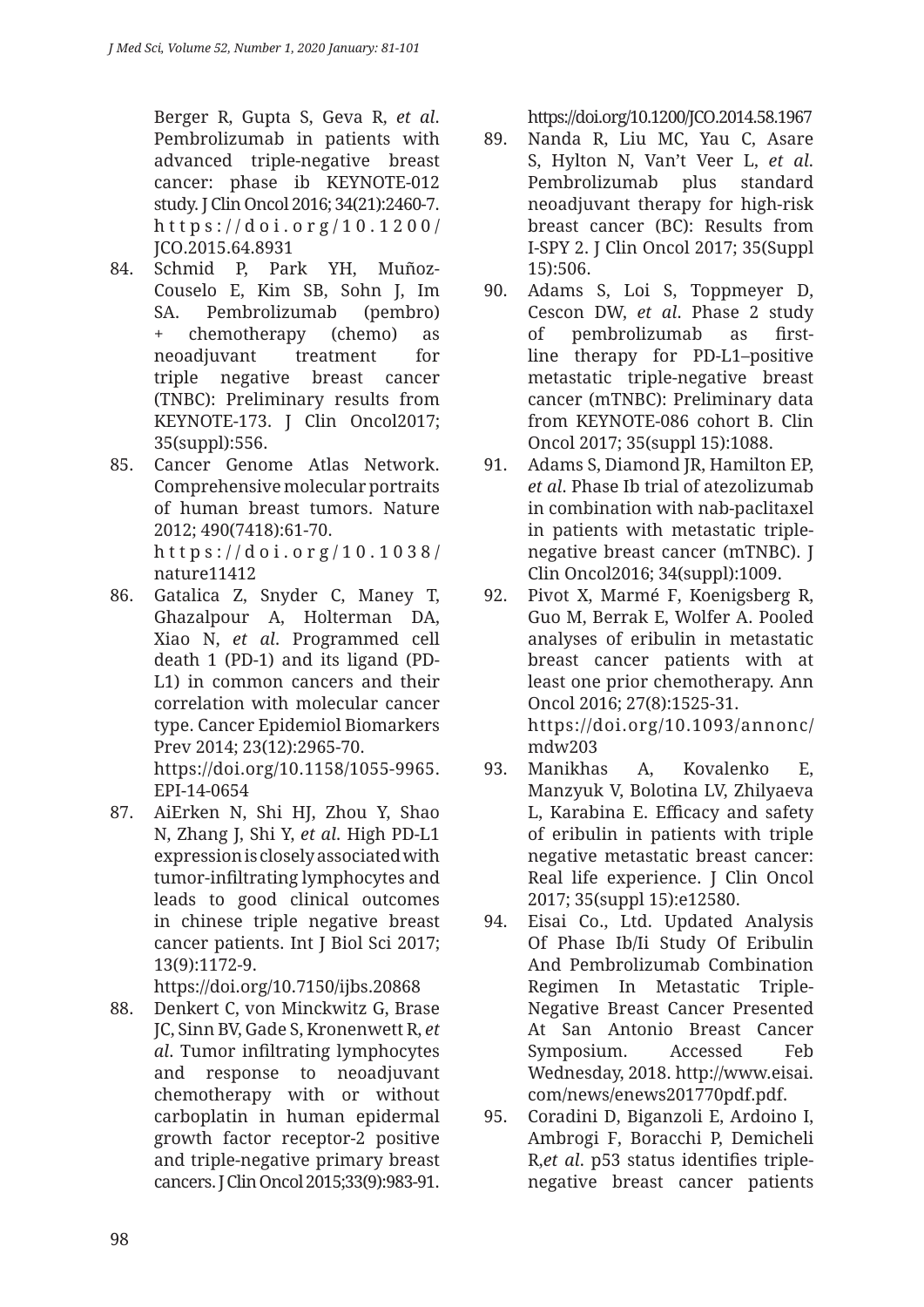Berger R, Gupta S, Geva R, *et al*. Pembrolizumab in patients with advanced triple-negative breast cancer: phase ib KEYNOTE-012 study. J Clin Oncol 2016; 34(21):2460-7. https://doi.org/10.1200/JCO.2015.64.8931

84. Schmid P, Park YH, Muñoz-Couselo E, Kim SB, Sohn J, Im SA. Pembrolizumab (pembro) + chemotherapy (chemo) as neoadjuvant treatment for triple negative breast cancer (TNBC): Preliminary results from KEYNOTE-173. J Clin Oncol2017; 35(suppl):556.
85. Cancer Genome Atlas Network. Comprehensive molecular portraits of human breast tumors. Nature 2012; 490(7418):61-70. https://doi.org/10.1038/nature11412
86. Gatalica Z, Snyder C, Maney T, Ghazalpour A, Holterman DA, Xiao N, *et al*. Programmed cell death 1 (PD-1) and its ligand (PD-L1) in common cancers and their correlation with molecular cancer type. Cancer Epidemiol Biomarkers Prev 2014; 23(12):2965-70. https://doi.org/10.1158/1055-9965.EPI-14-0654
87. AiErken N, Shi HJ, Zhou Y, Shao N, Zhang J, Shi Y, *et al*. High PD-L1 expression is closely associated with tumor-infiltrating lymphocytes and leads to good clinical outcomes in chinese triple negative breast cancer patients. Int J Biol Sci 2017; 13(9):1172-9. https://doi.org/10.7150/ijbs.20868
88. Denkert C, von Minckwitz G, Brase JC, Sinn BV, Gade S, Kronenwett R, *et al*. Tumor infiltrating lymphocytes and response to neoadjuvant chemotherapy with or without carboplatin in human epidermal growth factor receptor-2 positive and triple-negative primary breast cancers. J Clin Oncol 2015;33(9):983-91. https://doi.org/10.1200/JCO.2014.58.1967
89. Nanda R, Liu MC, Yau C, Asare S, Hylton N, Van't Veer L, *et al*. Pembrolizumab plus standard neoadjuvant therapy for high-risk breast cancer (BC): Results from I-SPY 2. J Clin Oncol 2017; 35(Suppl 15):506.
90. Adams S, Loi S, Toppmeyer D, Cescon DW, *et al*. Phase 2 study of pembrolizumab as first-line therapy for PD-L1–positive metastatic triple-negative breast cancer (mTNBC): Preliminary data from KEYNOTE-086 cohort B. Clin Oncol 2017; 35(suppl 15):1088.
91. Adams S, Diamond JR, Hamilton EP, *et al*. Phase Ib trial of atezolizumab in combination with nab-paclitaxel in patients with metastatic triple-negative breast cancer (mTNBC). J Clin Oncol2016; 34(suppl):1009.
92. Pivot X, Marmé F, Koenigsberg R, Guo M, Berrak E, Wolfer A. Pooled analyses of eribulin in metastatic breast cancer patients with at least one prior chemotherapy. Ann Oncol 2016; 27(8):1525-31. https://doi.org/10.1093/annonc/mdw203
93. Manikhas A, Kovalenko E, Manzyuk V, Bolotina LV, Zhilyaeva L, Karabina E. Efficacy and safety of eribulin in patients with triple negative metastatic breast cancer: Real life experience. J Clin Oncol 2017; 35(suppl 15):e12580.
94. Eisai Co., Ltd. Updated Analysis Of Phase Ib/Ii Study Of Eribulin And Pembrolizumab Combination Regimen In Metastatic Triple-Negative Breast Cancer Presented At San Antonio Breast Cancer Symposium. Accessed Feb Wednesday, 2018. http://www.eisai.com/news/enews201770pdf.pdf.
95. Coradini D, Biganzoli E, Ardoino I, Ambrogi F, Boracchi P, Demicheli R,*et al*. p53 status identifies triple-negative breast cancer patients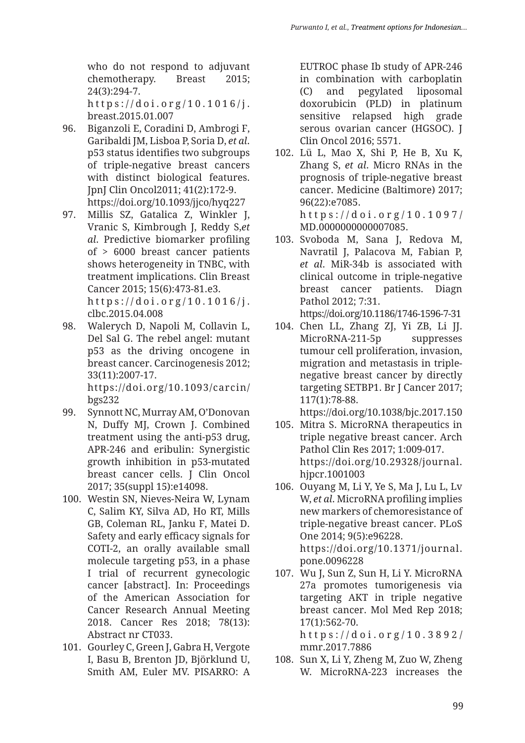who do not respond to adjuvant chemotherapy. Breast 2015; 24(3):294-7. https://doi.org/10.1016/j.breast.2015.01.007

96. Biganzoli E, Coradini D, Ambrogi F, Garibaldi JM, Lisboa P, Soria D, *et al*. p53 status identifies two subgroups of triple-negative breast cancers with distinct biological features. JpnJ Clin Oncol2011; 41(2):172-9. https://doi.org/10.1093/jjco/hyq227
97. Millis SZ, Gatalica Z, Winkler J, Vranic S, Kimbrough J, Reddy S,*et al*. Predictive biomarker profiling of > 6000 breast cancer patients shows heterogeneity in TNBC, with treatment implications. Clin Breast Cancer 2015; 15(6):473-81.e3. https://doi.org/10.1016/j.clbc.2015.04.008
98. Walerych D, Napoli M, Collavin L, Del Sal G. The rebel angel: mutant p53 as the driving oncogene in breast cancer. Carcinogenesis 2012; 33(11):2007-17. https://doi.org/10.1093/carcin/bgs232
99. Synnott NC, Murray AM, O'Donovan N, Duffy MJ, Crown J. Combined treatment using the anti-p53 drug, APR-246 and eribulin: Synergistic growth inhibition in p53-mutated breast cancer cells. J Clin Oncol 2017; 35(suppl 15):e14098.
100. Westin SN, Nieves-Neira W, Lynam C, Salim KY, Silva AD, Ho RT, Mills GB, Coleman RL, Janku F, Matei D. Safety and early efficacy signals for COTI-2, an orally available small molecule targeting p53, in a phase I trial of recurrent gynecologic cancer [abstract]. In: Proceedings of the American Association for Cancer Research Annual Meeting 2018. Cancer Res 2018; 78(13): Abstract nr CT033.
101. Gourley C, Green J, Gabra H, Vergote I, Basu B, Brenton JD, Björklund U, Smith AM, Euler MV. PISARRO: A EUTROC phase Ib study of APR-246 in combination with carboplatin (C) and pegylated liposomal doxorubicin (PLD) in platinum sensitive relapsed high grade serous ovarian cancer (HGSOC). J Clin Oncol 2016; 5571.
102. Lü L, Mao X, Shi P, He B, Xu K, Zhang S, *et al*. Micro RNAs in the prognosis of triple-negative breast cancer. Medicine (Baltimore) 2017; 96(22):e7085. https://doi.org/10.1097/MD.0000000000007085.
103. Svoboda M, Sana J, Redova M, Navratil J, Palacova M, Fabian P, *et al*. MiR-34b is associated with clinical outcome in triple-negative breast cancer patients. Diagn Pathol 2012; 7:31. https://doi.org/10.1186/1746-1596-7-31
104. Chen LL, Zhang ZJ, Yi ZB, Li JJ. MicroRNA-211-5p suppresses tumour cell proliferation, invasion, migration and metastasis in triple-negative breast cancer by directly targeting SETBP1. Br J Cancer 2017; 117(1):78-88. https://doi.org/10.1038/bjc.2017.150
105. Mitra S. MicroRNA therapeutics in triple negative breast cancer. Arch Pathol Clin Res 2017; 1:009-017. https://doi.org/10.29328/journal.hjpcr.1001003
106. Ouyang M, Li Y, Ye S, Ma J, Lu L, Lv W, *et al*. MicroRNA profiling implies new markers of chemoresistance of triple-negative breast cancer. PLoS One 2014; 9(5):e96228. https://doi.org/10.1371/journal.pone.0096228
107. Wu J, Sun Z, Sun H, Li Y. MicroRNA 27a promotes tumorigenesis via targeting AKT in triple negative breast cancer. Mol Med Rep 2018; 17(1):562-70. https://doi.org/10.3892/mmr.2017.7886
108. Sun X, Li Y, Zheng M, Zuo W, Zheng W. MicroRNA-223 increases the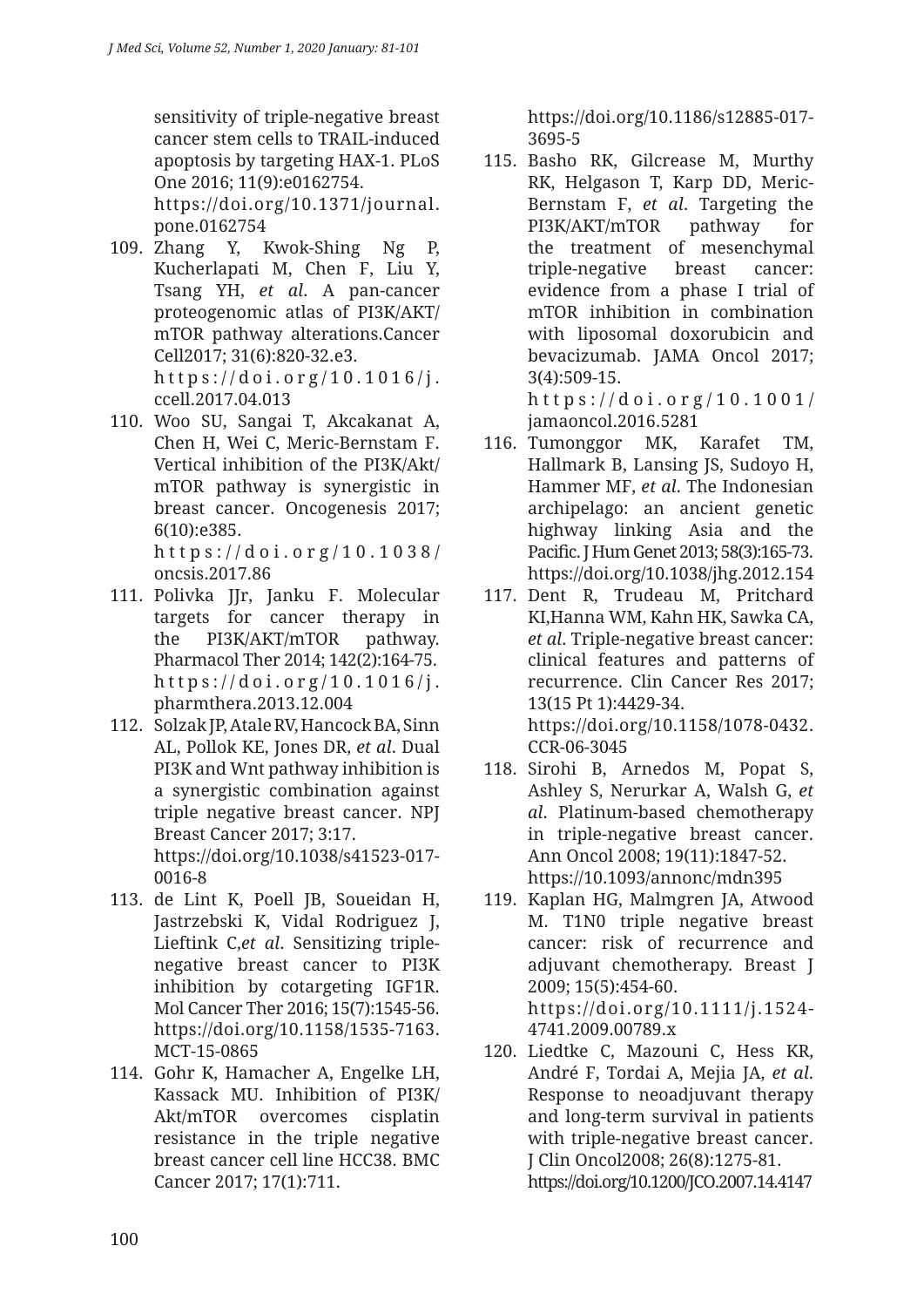sensitivity of triple-negative breast cancer stem cells to TRAIL-induced apoptosis by targeting HAX-1. PLoS One 2016; 11(9):e0162754. https://doi.org/10.1371/journal.pone.0162754

109. Zhang Y, Kwok-Shing Ng P, Kucherlapati M, Chen F, Liu Y, Tsang YH, *et al*. A pan-cancer proteogenomic atlas of PI3K/AKT/mTOR pathway alterations.Cancer Cell2017; 31(6):820-32.e3. https://doi.org/10.1016/j.ccell.2017.04.013
110. Woo SU, Sangai T, Akcakanat A, Chen H, Wei C, Meric-Bernstam F. Vertical inhibition of the PI3K/Akt/mTOR pathway is synergistic in breast cancer. Oncogenesis 2017; 6(10):e385. https://doi.org/10.1038/oncsis.2017.86
111. Polivka JJr, Janku F. Molecular targets for cancer therapy in the PI3K/AKT/mTOR pathway. Pharmacol Ther 2014; 142(2):164-75. https://doi.org/10.1016/j.pharmthera.2013.12.004
112. Solzak JP, Atale RV, Hancock BA, Sinn AL, Pollok KE, Jones DR, *et al*. Dual PI3K and Wnt pathway inhibition is a synergistic combination against triple negative breast cancer. NPJ Breast Cancer 2017; 3:17. https://doi.org/10.1038/s41523-017-0016-8
113. de Lint K, Poell JB, Soueidan H, Jastrzebski K, Vidal Rodriguez J, Lieftink C,*et al*. Sensitizing triple-negative breast cancer to PI3K inhibition by cotargeting IGF1R. Mol Cancer Ther 2016; 15(7):1545-56. https://doi.org/10.1158/1535-7163.MCT-15-0865
114. Gohr K, Hamacher A, Engelke LH, Kassack MU. Inhibition of PI3K/Akt/mTOR overcomes cisplatin resistance in the triple negative breast cancer cell line HCC38. BMC Cancer 2017; 17(1):711. https://doi.org/10.1186/s12885-017-3695-5
115. Basho RK, Gilcrease M, Murthy RK, Helgason T, Karp DD, Meric-Bernstam F, *et al*. Targeting the PI3K/AKT/mTOR pathway for the treatment of mesenchymal triple-negative breast cancer: evidence from a phase I trial of mTOR inhibition in combination with liposomal doxorubicin and bevacizumab. JAMA Oncol 2017; 3(4):509-15. https://doi.org/10.1001/jamaoncol.2016.5281
116. Tumonggor MK, Karafet TM, Hallmark B, Lansing JS, Sudoyo H, Hammer MF, *et al*. The Indonesian archipelago: an ancient genetic highway linking Asia and the Pacific. J Hum Genet 2013; 58(3):165-73. https://doi.org/10.1038/jhg.2012.154
117. Dent R, Trudeau M, Pritchard KI,Hanna WM, Kahn HK, Sawka CA, *et al*. Triple-negative breast cancer: clinical features and patterns of recurrence. Clin Cancer Res 2017; 13(15 Pt 1):4429-34. https://doi.org/10.1158/1078-0432.CCR-06-3045
118. Sirohi B, Arnedos M, Popat S, Ashley S, Nerurkar A, Walsh G, *et al*. Platinum-based chemotherapy in triple-negative breast cancer. Ann Oncol 2008; 19(11):1847-52. https://10.1093/annonc/mdn395
119. Kaplan HG, Malmgren JA, Atwood M. T1N0 triple negative breast cancer: risk of recurrence and adjuvant chemotherapy. Breast J 2009; 15(5):454-60. https://doi.org/10.1111/j.1524-4741.2009.00789.x
120. Liedtke C, Mazouni C, Hess KR, André F, Tordai A, Mejia JA, *et al*. Response to neoadjuvant therapy and long-term survival in patients with triple-negative breast cancer. J Clin Oncol2008; 26(8):1275-81. https://doi.org/10.1200/JCO.2007.14.4147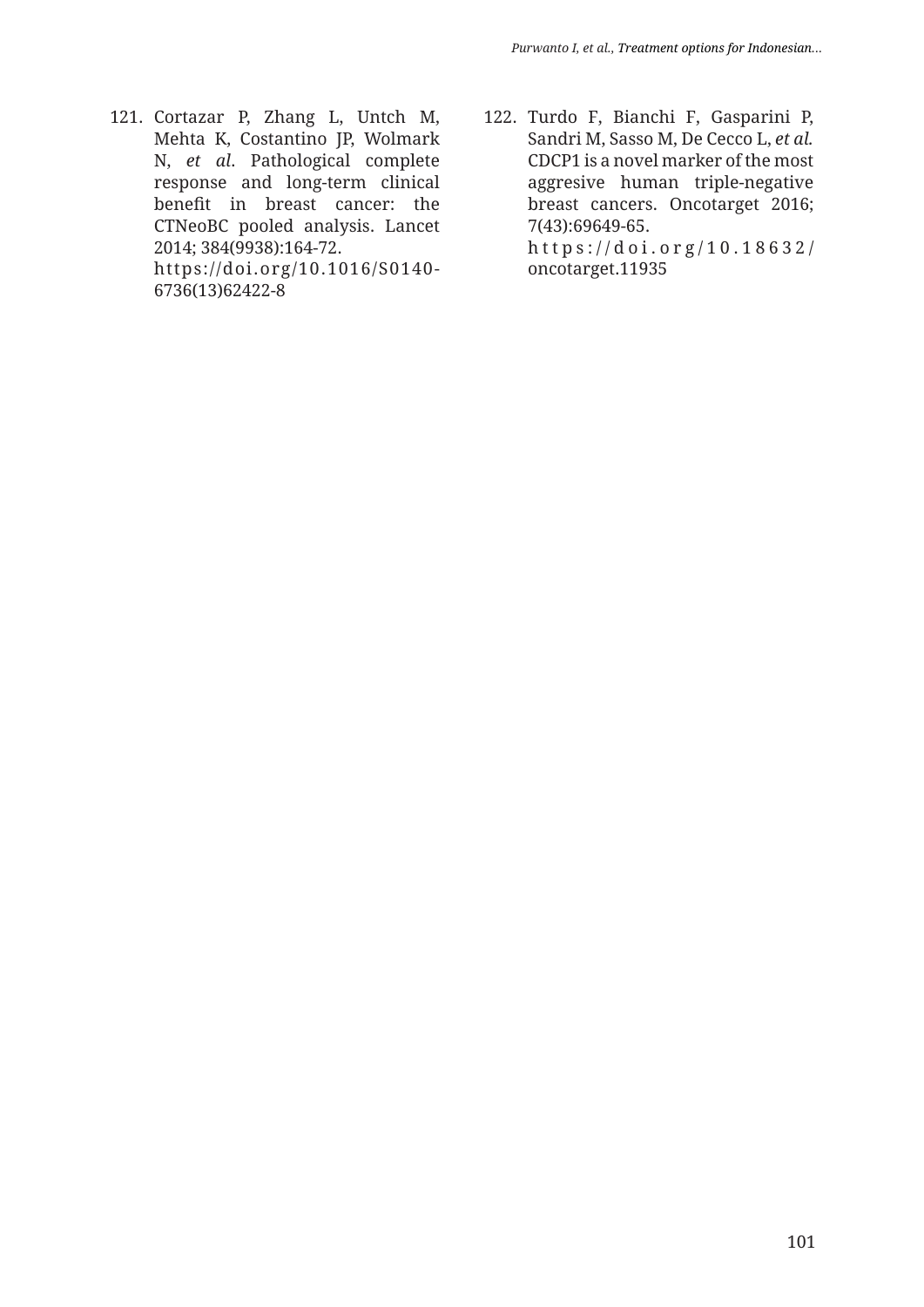121. Cortazar P, Zhang L, Untch M, Mehta K, Costantino JP, Wolmark N, *et al*. Pathological complete response and long-term clinical benefit in breast cancer: the CTNeoBC pooled analysis. Lancet 2014; 384(9938):164-72. https://doi.org/10.1016/S0140-6736(13)62422-8

122. Turdo F, Bianchi F, Gasparini P, Sandri M, Sasso M, De Cecco L, *et al.* CDCP1 is a novel marker of the most aggresive human triple-negative breast cancers. Oncotarget 2016; 7(43):69649-65. https://doi.org/10.18632/oncotarget.11935